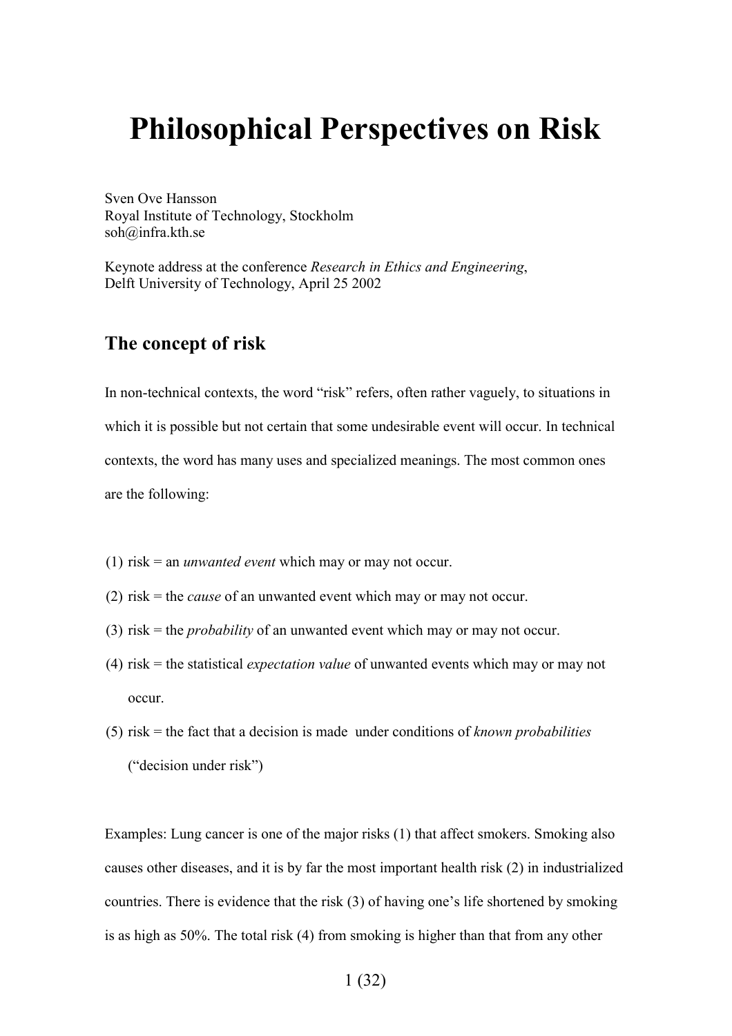# Philosophical Perspectives on Risk

Sven Ove Hansson
Royal Institute of Technology, Stockholm
soh@infra.kth.se

Keynote address at the conference *Research in Ethics and Engineering*,
Delft University of Technology, April 25 2002

## The concept of risk

In non-technical contexts, the word "risk" refers, often rather vaguely, to situations in which it is possible but not certain that some undesirable event will occur. In technical contexts, the word has many uses and specialized meanings. The most common ones are the following:

(1) risk = an *unwanted event* which may or may not occur.

(2) risk = the *cause* of an unwanted event which may or may not occur.

(3) risk = the *probability* of an unwanted event which may or may not occur.

(4) risk = the statistical *expectation value* of unwanted events which may or may not occur.

(5) risk = the fact that a decision is made under conditions of *known probabilities* ("decision under risk")

Examples: Lung cancer is one of the major risks (1) that affect smokers. Smoking also causes other diseases, and it is by far the most important health risk (2) in industrialized countries. There is evidence that the risk (3) of having one's life shortened by smoking is as high as 50%. The total risk (4) from smoking is higher than that from any other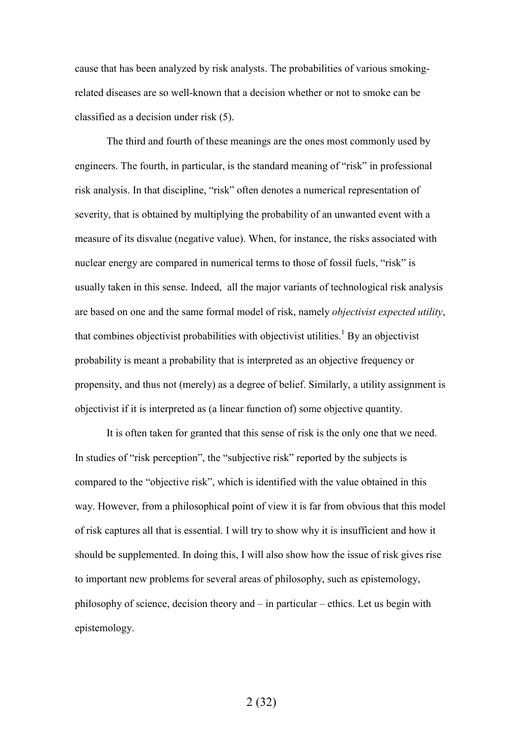cause that has been analyzed by risk analysts. The probabilities of various smoking-related diseases are so well-known that a decision whether or not to smoke can be classified as a decision under risk (5).

The third and fourth of these meanings are the ones most commonly used by engineers. The fourth, in particular, is the standard meaning of "risk" in professional risk analysis. In that discipline, "risk" often denotes a numerical representation of severity, that is obtained by multiplying the probability of an unwanted event with a measure of its disvalue (negative value). When, for instance, the risks associated with nuclear energy are compared in numerical terms to those of fossil fuels, "risk" is usually taken in this sense. Indeed, all the major variants of technological risk analysis are based on one and the same formal model of risk, namely *objectivist expected utility*, that combines objectivist probabilities with objectivist utilities.[1] By an objectivist probability is meant a probability that is interpreted as an objective frequency or propensity, and thus not (merely) as a degree of belief. Similarly, a utility assignment is objectivist if it is interpreted as (a linear function of) some objective quantity.

It is often taken for granted that this sense of risk is the only one that we need. In studies of "risk perception", the "subjective risk" reported by the subjects is compared to the "objective risk", which is identified with the value obtained in this way. However, from a philosophical point of view it is far from obvious that this model of risk captures all that is essential. I will try to show why it is insufficient and how it should be supplemented. In doing this, I will also show how the issue of risk gives rise to important new problems for several areas of philosophy, such as epistemology, philosophy of science, decision theory and – in particular – ethics. Let us begin with epistemology.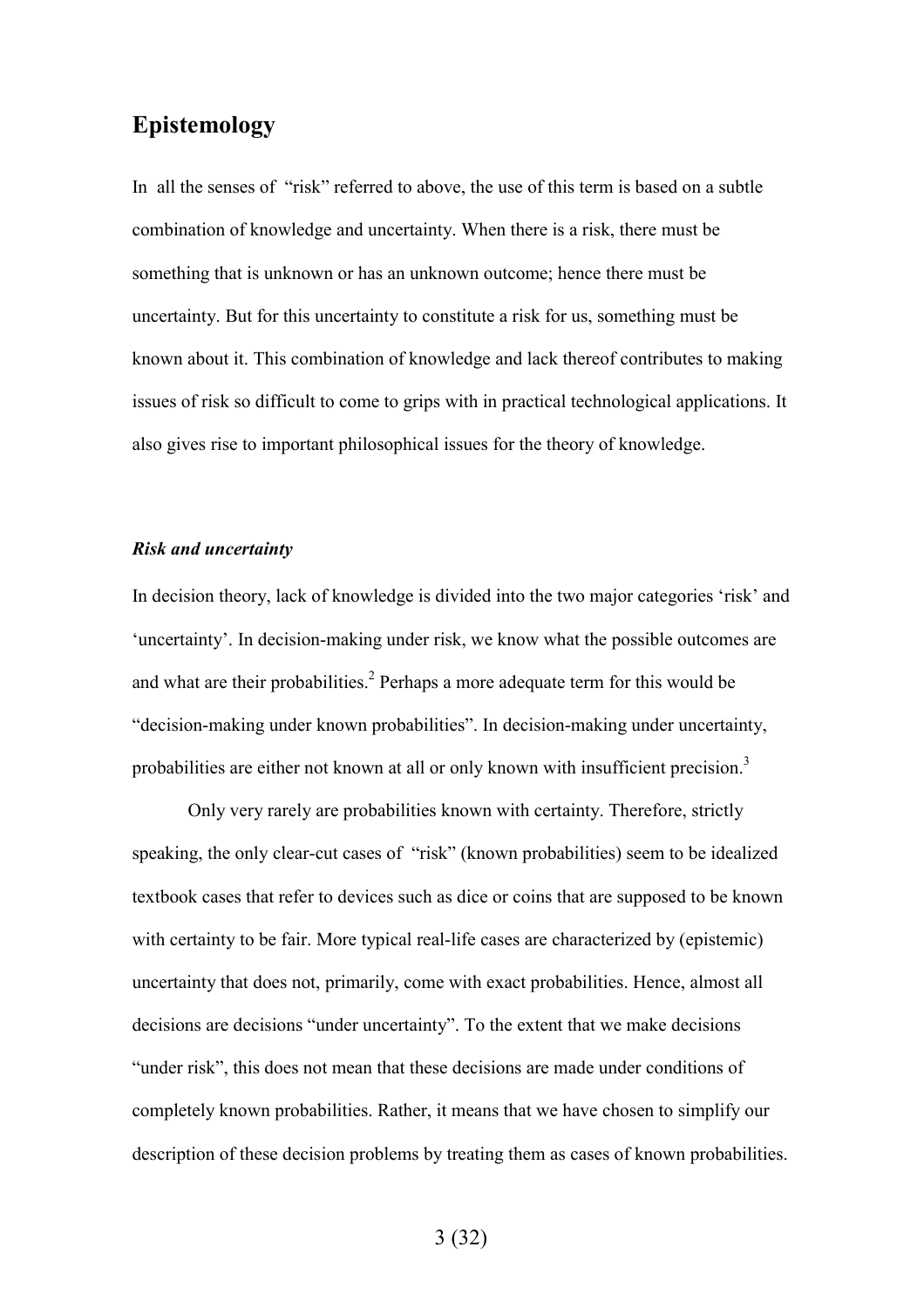## Epistemology

In all the senses of "risk" referred to above, the use of this term is based on a subtle combination of knowledge and uncertainty. When there is a risk, there must be something that is unknown or has an unknown outcome; hence there must be uncertainty. But for this uncertainty to constitute a risk for us, something must be known about it. This combination of knowledge and lack thereof contributes to making issues of risk so difficult to come to grips with in practical technological applications. It also gives rise to important philosophical issues for the theory of knowledge.

### *Risk and uncertainty*

In decision theory, lack of knowledge is divided into the two major categories 'risk' and 'uncertainty'. In decision-making under risk, we know what the possible outcomes are and what are their probabilities.[2] Perhaps a more adequate term for this would be "decision-making under known probabilities". In decision-making under uncertainty, probabilities are either not known at all or only known with insufficient precision.[3]

Only very rarely are probabilities known with certainty. Therefore, strictly speaking, the only clear-cut cases of "risk" (known probabilities) seem to be idealized textbook cases that refer to devices such as dice or coins that are supposed to be known with certainty to be fair. More typical real-life cases are characterized by (epistemic) uncertainty that does not, primarily, come with exact probabilities. Hence, almost all decisions are decisions "under uncertainty". To the extent that we make decisions "under risk", this does not mean that these decisions are made under conditions of completely known probabilities. Rather, it means that we have chosen to simplify our description of these decision problems by treating them as cases of known probabilities.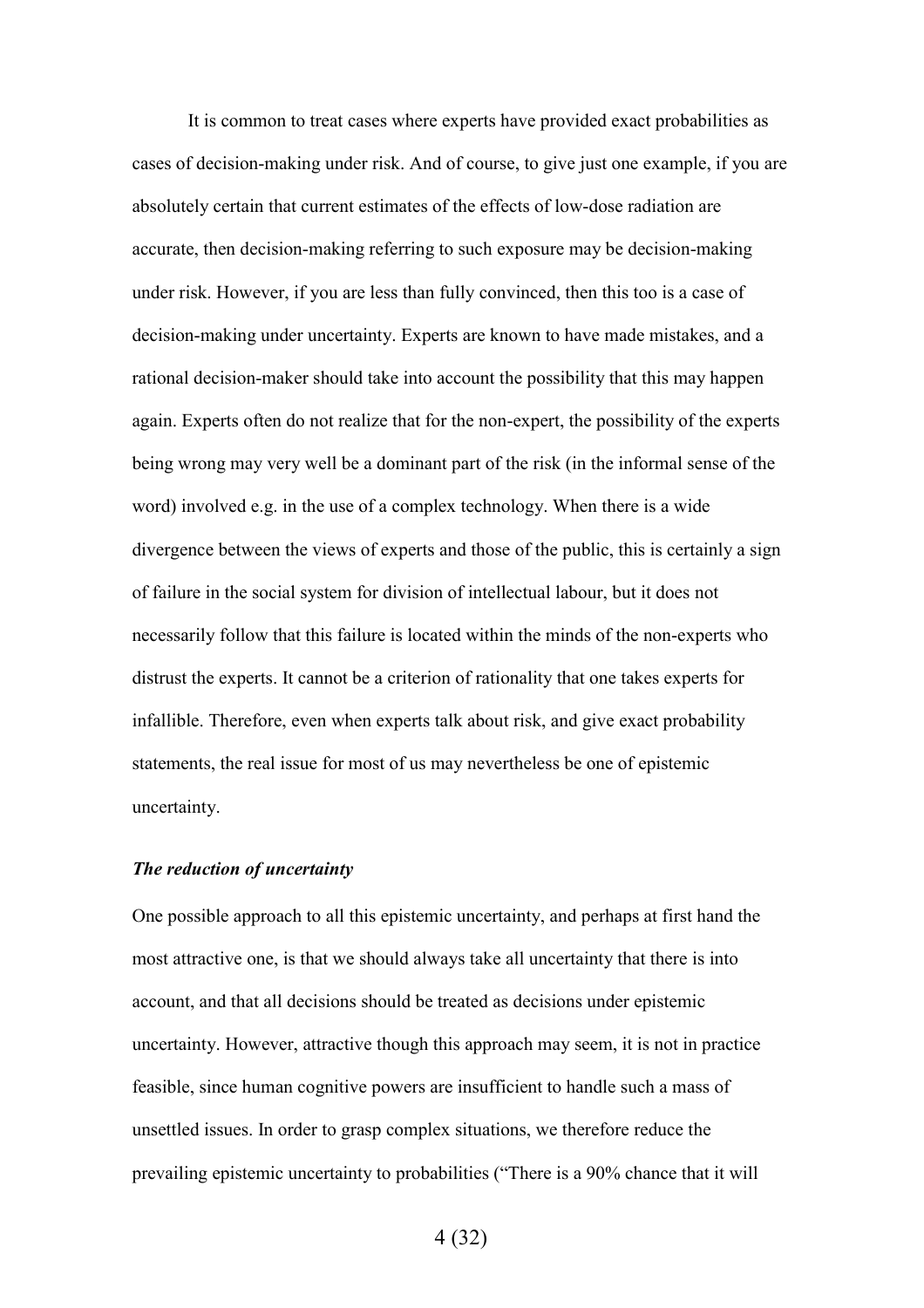It is common to treat cases where experts have provided exact probabilities as cases of decision-making under risk. And of course, to give just one example, if you are absolutely certain that current estimates of the effects of low-dose radiation are accurate, then decision-making referring to such exposure may be decision-making under risk. However, if you are less than fully convinced, then this too is a case of decision-making under uncertainty. Experts are known to have made mistakes, and a rational decision-maker should take into account the possibility that this may happen again. Experts often do not realize that for the non-expert, the possibility of the experts being wrong may very well be a dominant part of the risk (in the informal sense of the word) involved e.g. in the use of a complex technology. When there is a wide divergence between the views of experts and those of the public, this is certainly a sign of failure in the social system for division of intellectual labour, but it does not necessarily follow that this failure is located within the minds of the non-experts who distrust the experts. It cannot be a criterion of rationality that one takes experts for infallible. Therefore, even when experts talk about risk, and give exact probability statements, the real issue for most of us may nevertheless be one of epistemic uncertainty.

***The reduction of uncertainty***

One possible approach to all this epistemic uncertainty, and perhaps at first hand the most attractive one, is that we should always take all uncertainty that there is into account, and that all decisions should be treated as decisions under epistemic uncertainty. However, attractive though this approach may seem, it is not in practice feasible, since human cognitive powers are insufficient to handle such a mass of unsettled issues. In order to grasp complex situations, we therefore reduce the prevailing epistemic uncertainty to probabilities ("There is a 90% chance that it will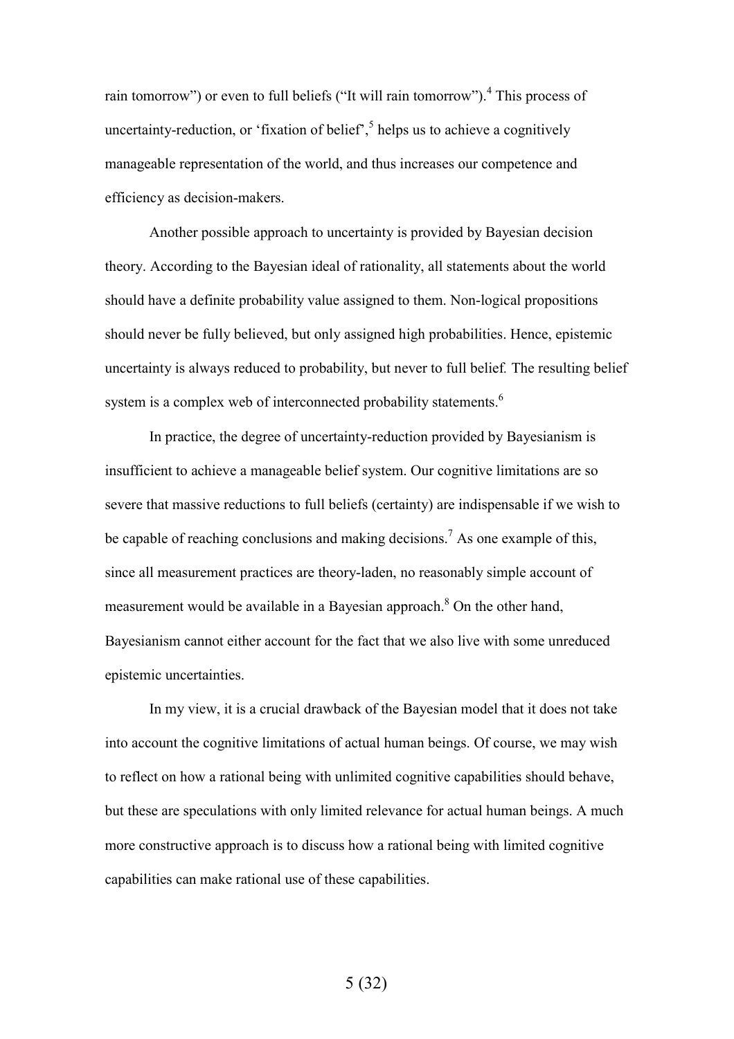rain tomorrow") or even to full beliefs ("It will rain tomorrow").[4] This process of uncertainty-reduction, or 'fixation of belief',[5] helps us to achieve a cognitively manageable representation of the world, and thus increases our competence and efficiency as decision-makers.

Another possible approach to uncertainty is provided by Bayesian decision theory. According to the Bayesian ideal of rationality, all statements about the world should have a definite probability value assigned to them. Non-logical propositions should never be fully believed, but only assigned high probabilities. Hence, epistemic uncertainty is always reduced to probability, but never to full belief. The resulting belief system is a complex web of interconnected probability statements.[6]

In practice, the degree of uncertainty-reduction provided by Bayesianism is insufficient to achieve a manageable belief system. Our cognitive limitations are so severe that massive reductions to full beliefs (certainty) are indispensable if we wish to be capable of reaching conclusions and making decisions.[7] As one example of this, since all measurement practices are theory-laden, no reasonably simple account of measurement would be available in a Bayesian approach.[8] On the other hand, Bayesianism cannot either account for the fact that we also live with some unreduced epistemic uncertainties.

In my view, it is a crucial drawback of the Bayesian model that it does not take into account the cognitive limitations of actual human beings. Of course, we may wish to reflect on how a rational being with unlimited cognitive capabilities should behave, but these are speculations with only limited relevance for actual human beings. A much more constructive approach is to discuss how a rational being with limited cognitive capabilities can make rational use of these capabilities.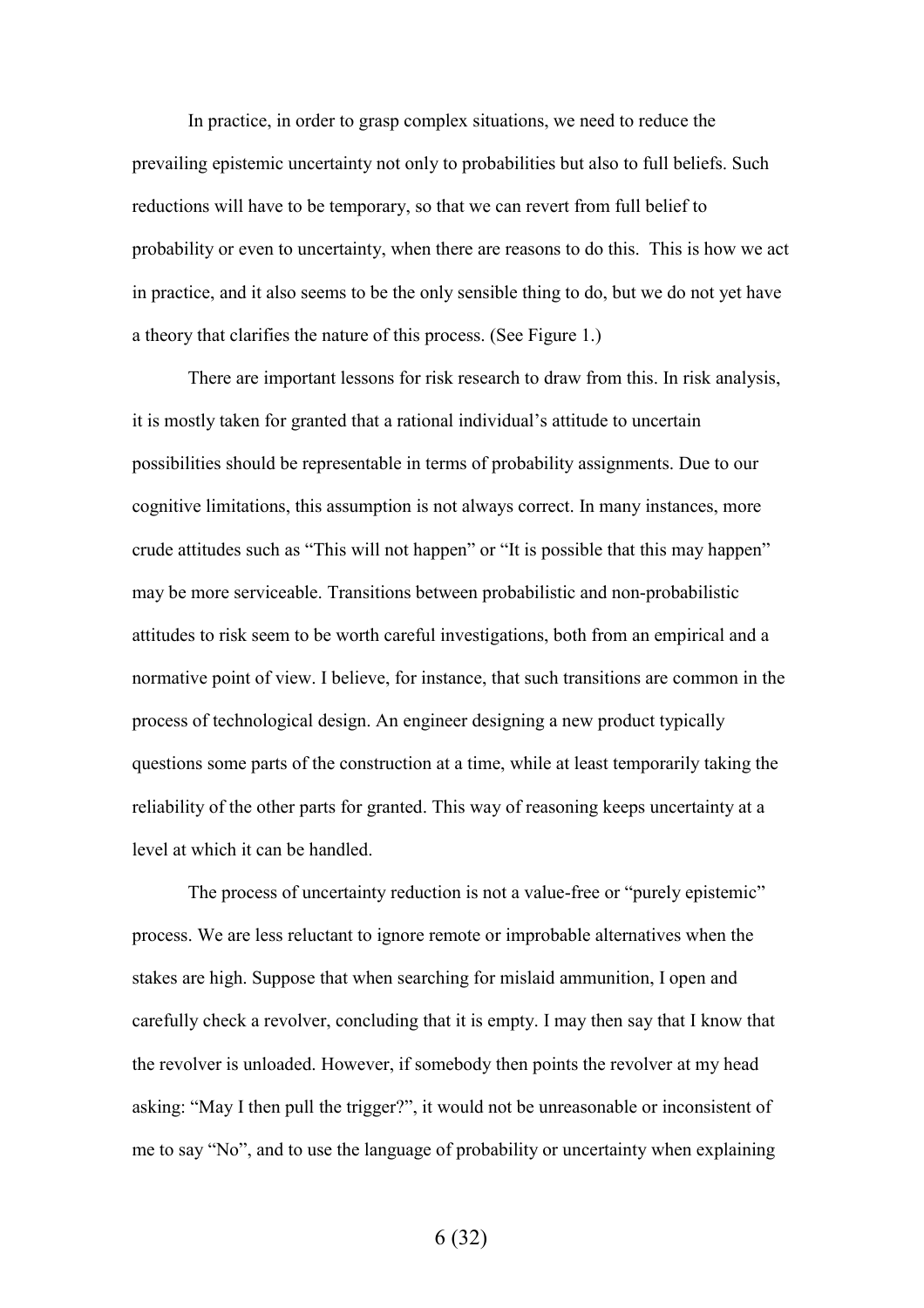In practice, in order to grasp complex situations, we need to reduce the prevailing epistemic uncertainty not only to probabilities but also to full beliefs. Such reductions will have to be temporary, so that we can revert from full belief to probability or even to uncertainty, when there are reasons to do this. This is how we act in practice, and it also seems to be the only sensible thing to do, but we do not yet have a theory that clarifies the nature of this process. (See Figure 1.)

There are important lessons for risk research to draw from this. In risk analysis, it is mostly taken for granted that a rational individual's attitude to uncertain possibilities should be representable in terms of probability assignments. Due to our cognitive limitations, this assumption is not always correct. In many instances, more crude attitudes such as "This will not happen" or "It is possible that this may happen" may be more serviceable. Transitions between probabilistic and non-probabilistic attitudes to risk seem to be worth careful investigations, both from an empirical and a normative point of view. I believe, for instance, that such transitions are common in the process of technological design. An engineer designing a new product typically questions some parts of the construction at a time, while at least temporarily taking the reliability of the other parts for granted. This way of reasoning keeps uncertainty at a level at which it can be handled.

The process of uncertainty reduction is not a value-free or "purely epistemic" process. We are less reluctant to ignore remote or improbable alternatives when the stakes are high. Suppose that when searching for mislaid ammunition, I open and carefully check a revolver, concluding that it is empty. I may then say that I know that the revolver is unloaded. However, if somebody then points the revolver at my head asking: "May I then pull the trigger?", it would not be unreasonable or inconsistent of me to say "No", and to use the language of probability or uncertainty when explaining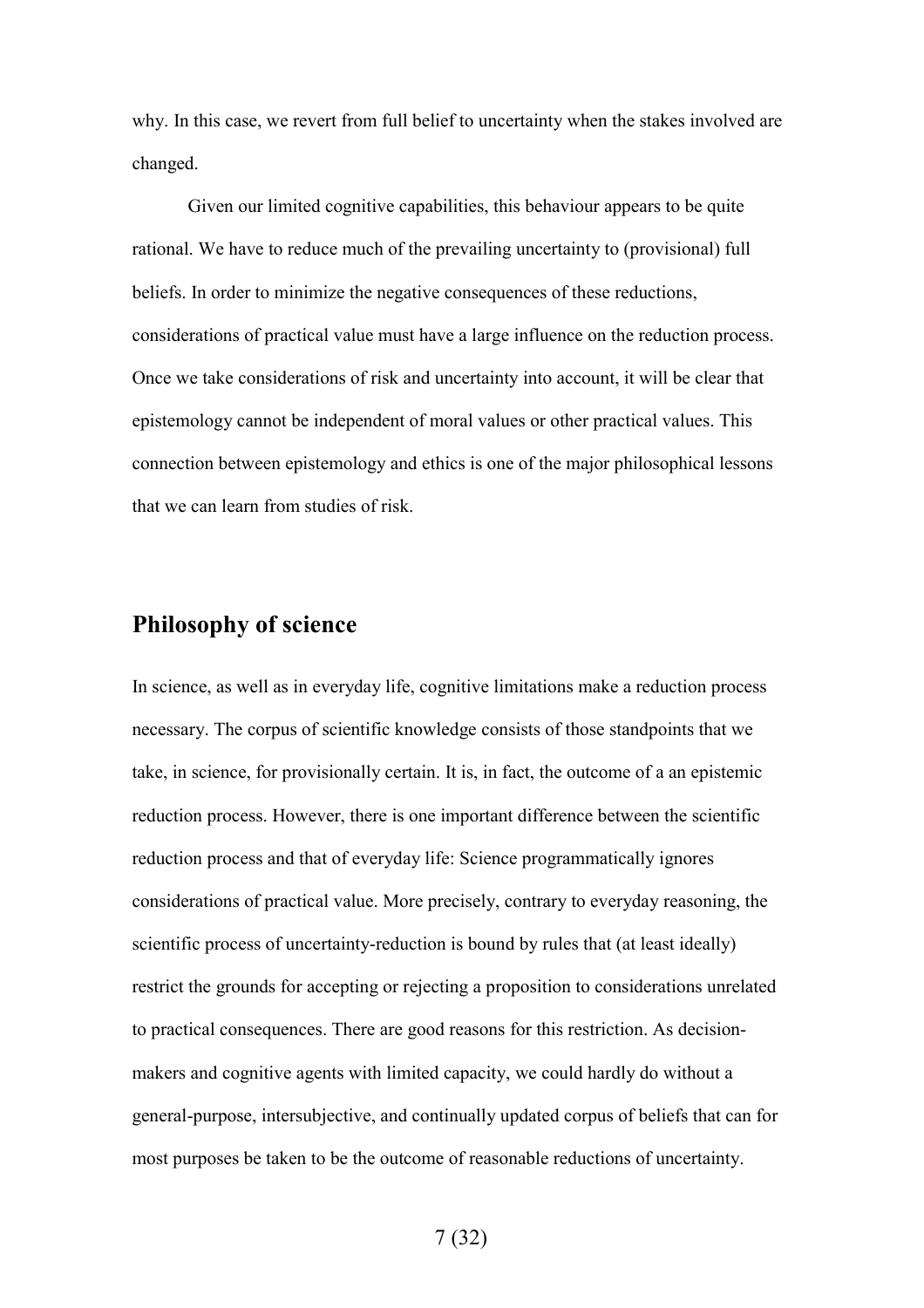why. In this case, we revert from full belief to uncertainty when the stakes involved are changed.

Given our limited cognitive capabilities, this behaviour appears to be quite rational. We have to reduce much of the prevailing uncertainty to (provisional) full beliefs. In order to minimize the negative consequences of these reductions, considerations of practical value must have a large influence on the reduction process. Once we take considerations of risk and uncertainty into account, it will be clear that epistemology cannot be independent of moral values or other practical values. This connection between epistemology and ethics is one of the major philosophical lessons that we can learn from studies of risk.

## Philosophy of science

In science, as well as in everyday life, cognitive limitations make a reduction process necessary. The corpus of scientific knowledge consists of those standpoints that we take, in science, for provisionally certain. It is, in fact, the outcome of a an epistemic reduction process. However, there is one important difference between the scientific reduction process and that of everyday life: Science programmatically ignores considerations of practical value. More precisely, contrary to everyday reasoning, the scientific process of uncertainty-reduction is bound by rules that (at least ideally) restrict the grounds for accepting or rejecting a proposition to considerations unrelated to practical consequences. There are good reasons for this restriction. As decision-makers and cognitive agents with limited capacity, we could hardly do without a general-purpose, intersubjective, and continually updated corpus of beliefs that can for most purposes be taken to be the outcome of reasonable reductions of uncertainty.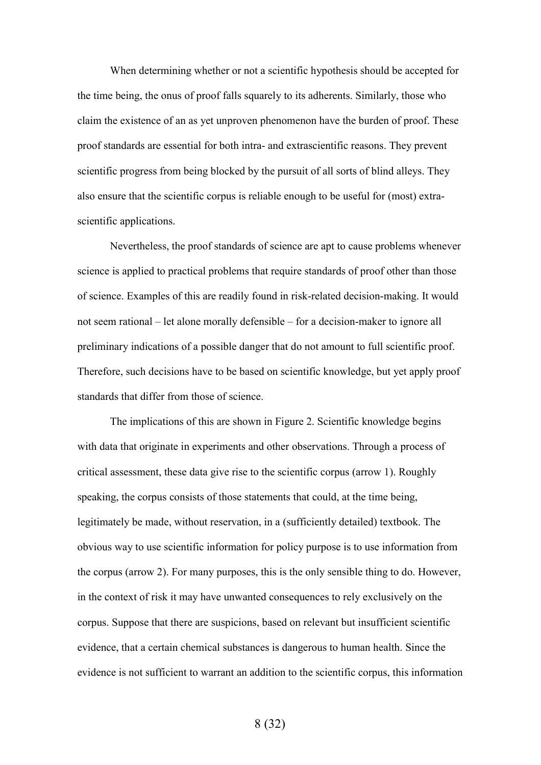When determining whether or not a scientific hypothesis should be accepted for the time being, the onus of proof falls squarely to its adherents. Similarly, those who claim the existence of an as yet unproven phenomenon have the burden of proof. These proof standards are essential for both intra- and extrascientific reasons. They prevent scientific progress from being blocked by the pursuit of all sorts of blind alleys. They also ensure that the scientific corpus is reliable enough to be useful for (most) extra-scientific applications.

Nevertheless, the proof standards of science are apt to cause problems whenever science is applied to practical problems that require standards of proof other than those of science. Examples of this are readily found in risk-related decision-making. It would not seem rational – let alone morally defensible – for a decision-maker to ignore all preliminary indications of a possible danger that do not amount to full scientific proof. Therefore, such decisions have to be based on scientific knowledge, but yet apply proof standards that differ from those of science.

The implications of this are shown in Figure 2. Scientific knowledge begins with data that originate in experiments and other observations. Through a process of critical assessment, these data give rise to the scientific corpus (arrow 1). Roughly speaking, the corpus consists of those statements that could, at the time being, legitimately be made, without reservation, in a (sufficiently detailed) textbook. The obvious way to use scientific information for policy purpose is to use information from the corpus (arrow 2). For many purposes, this is the only sensible thing to do. However, in the context of risk it may have unwanted consequences to rely exclusively on the corpus. Suppose that there are suspicions, based on relevant but insufficient scientific evidence, that a certain chemical substances is dangerous to human health. Since the evidence is not sufficient to warrant an addition to the scientific corpus, this information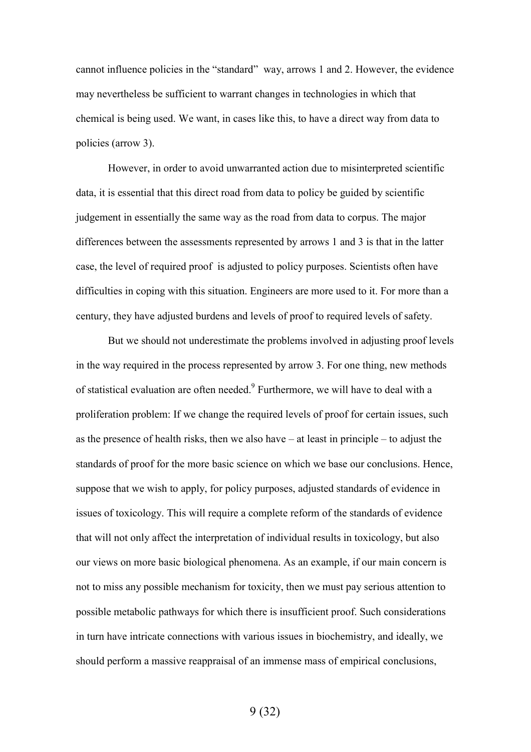cannot influence policies in the "standard" way, arrows 1 and 2. However, the evidence may nevertheless be sufficient to warrant changes in technologies in which that chemical is being used. We want, in cases like this, to have a direct way from data to policies (arrow 3).

However, in order to avoid unwarranted action due to misinterpreted scientific data, it is essential that this direct road from data to policy be guided by scientific judgement in essentially the same way as the road from data to corpus. The major differences between the assessments represented by arrows 1 and 3 is that in the latter case, the level of required proof is adjusted to policy purposes. Scientists often have difficulties in coping with this situation. Engineers are more used to it. For more than a century, they have adjusted burdens and levels of proof to required levels of safety.

But we should not underestimate the problems involved in adjusting proof levels in the way required in the process represented by arrow 3. For one thing, new methods of statistical evaluation are often needed.[9] Furthermore, we will have to deal with a proliferation problem: If we change the required levels of proof for certain issues, such as the presence of health risks, then we also have – at least in principle – to adjust the standards of proof for the more basic science on which we base our conclusions. Hence, suppose that we wish to apply, for policy purposes, adjusted standards of evidence in issues of toxicology. This will require a complete reform of the standards of evidence that will not only affect the interpretation of individual results in toxicology, but also our views on more basic biological phenomena. As an example, if our main concern is not to miss any possible mechanism for toxicity, then we must pay serious attention to possible metabolic pathways for which there is insufficient proof. Such considerations in turn have intricate connections with various issues in biochemistry, and ideally, we should perform a massive reappraisal of an immense mass of empirical conclusions,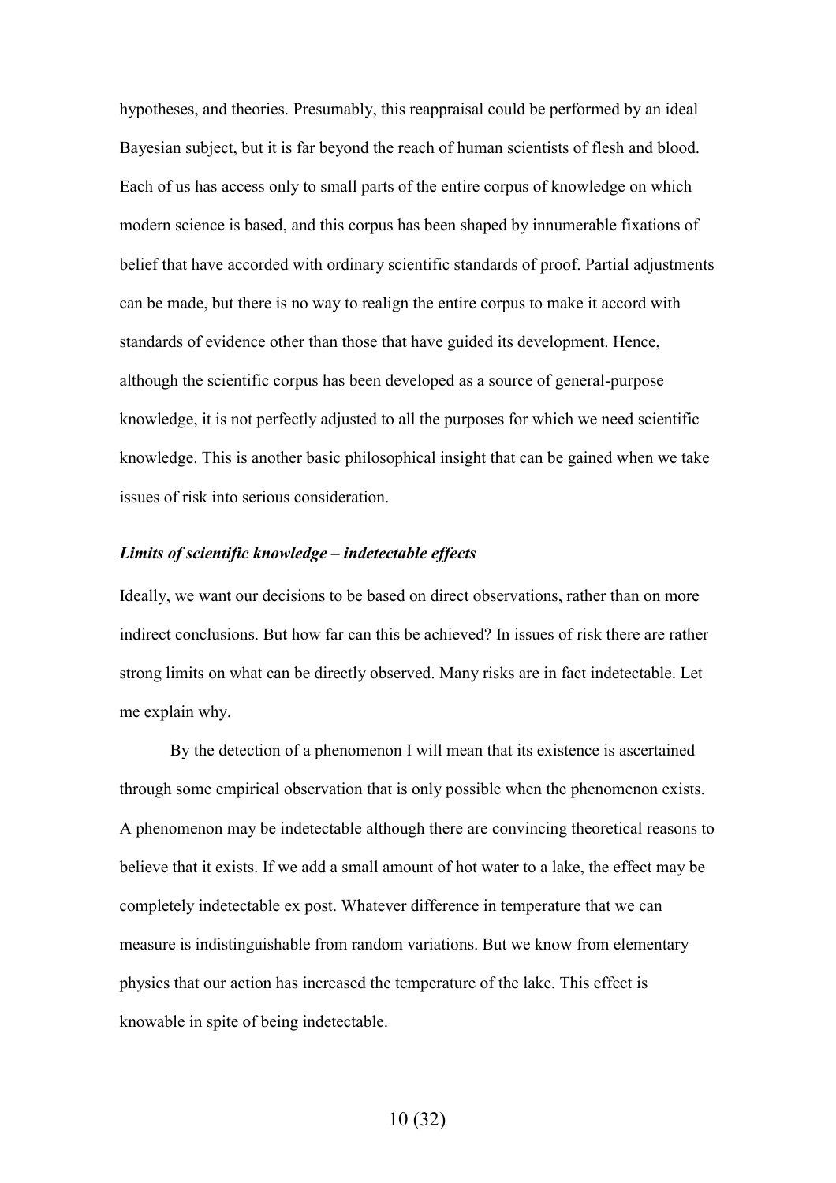hypotheses, and theories. Presumably, this reappraisal could be performed by an ideal Bayesian subject, but it is far beyond the reach of human scientists of flesh and blood. Each of us has access only to small parts of the entire corpus of knowledge on which modern science is based, and this corpus has been shaped by innumerable fixations of belief that have accorded with ordinary scientific standards of proof. Partial adjustments can be made, but there is no way to realign the entire corpus to make it accord with standards of evidence other than those that have guided its development. Hence, although the scientific corpus has been developed as a source of general-purpose knowledge, it is not perfectly adjusted to all the purposes for which we need scientific knowledge. This is another basic philosophical insight that can be gained when we take issues of risk into serious consideration.

### *Limits of scientific knowledge – indetectable effects*

Ideally, we want our decisions to be based on direct observations, rather than on more indirect conclusions. But how far can this be achieved? In issues of risk there are rather strong limits on what can be directly observed. Many risks are in fact indetectable. Let me explain why.

By the detection of a phenomenon I will mean that its existence is ascertained through some empirical observation that is only possible when the phenomenon exists. A phenomenon may be indetectable although there are convincing theoretical reasons to believe that it exists. If we add a small amount of hot water to a lake, the effect may be completely indetectable ex post. Whatever difference in temperature that we can measure is indistinguishable from random variations. But we know from elementary physics that our action has increased the temperature of the lake. This effect is knowable in spite of being indetectable.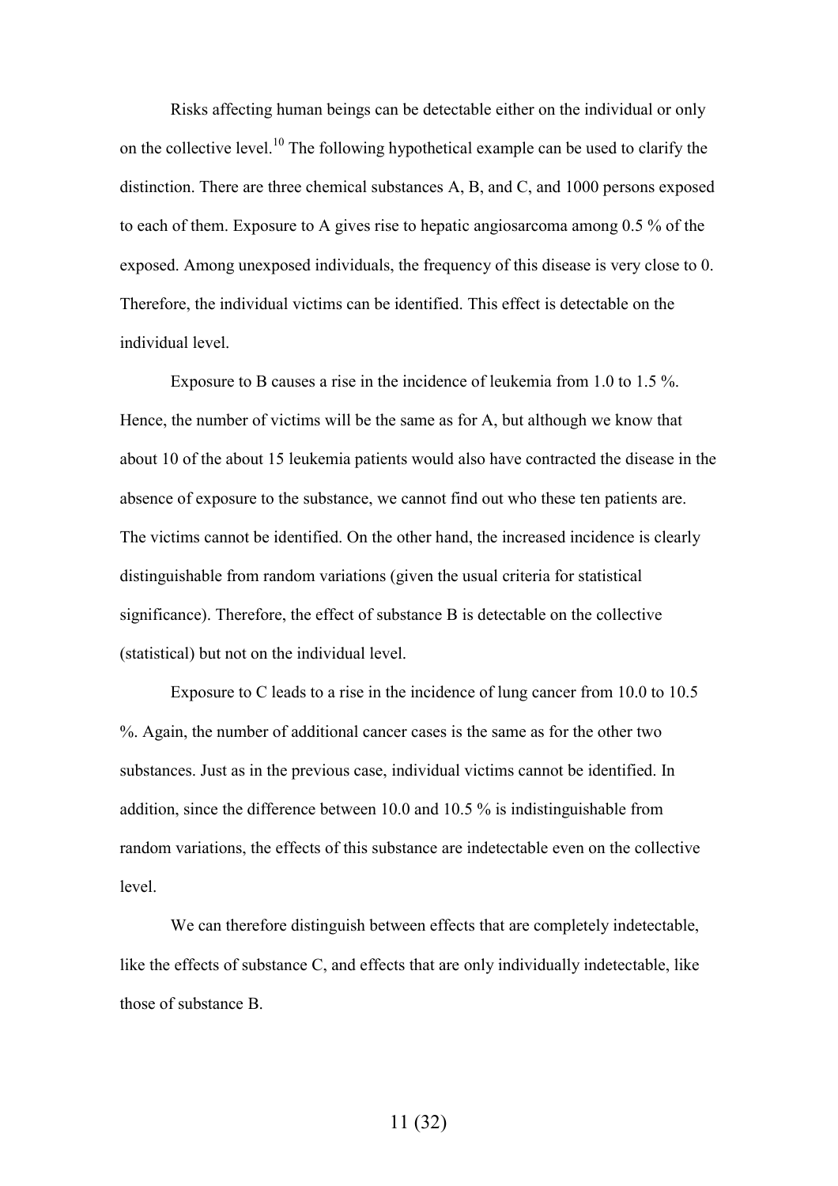Risks affecting human beings can be detectable either on the individual or only on the collective level.[10] The following hypothetical example can be used to clarify the distinction. There are three chemical substances A, B, and C, and 1000 persons exposed to each of them. Exposure to A gives rise to hepatic angiosarcoma among 0.5 % of the exposed. Among unexposed individuals, the frequency of this disease is very close to 0. Therefore, the individual victims can be identified. This effect is detectable on the individual level.

Exposure to B causes a rise in the incidence of leukemia from 1.0 to 1.5 %. Hence, the number of victims will be the same as for A, but although we know that about 10 of the about 15 leukemia patients would also have contracted the disease in the absence of exposure to the substance, we cannot find out who these ten patients are. The victims cannot be identified. On the other hand, the increased incidence is clearly distinguishable from random variations (given the usual criteria for statistical significance). Therefore, the effect of substance B is detectable on the collective (statistical) but not on the individual level.

Exposure to C leads to a rise in the incidence of lung cancer from 10.0 to 10.5 %. Again, the number of additional cancer cases is the same as for the other two substances. Just as in the previous case, individual victims cannot be identified. In addition, since the difference between 10.0 and 10.5 % is indistinguishable from random variations, the effects of this substance are indetectable even on the collective level.

We can therefore distinguish between effects that are completely indetectable, like the effects of substance C, and effects that are only individually indetectable, like those of substance B.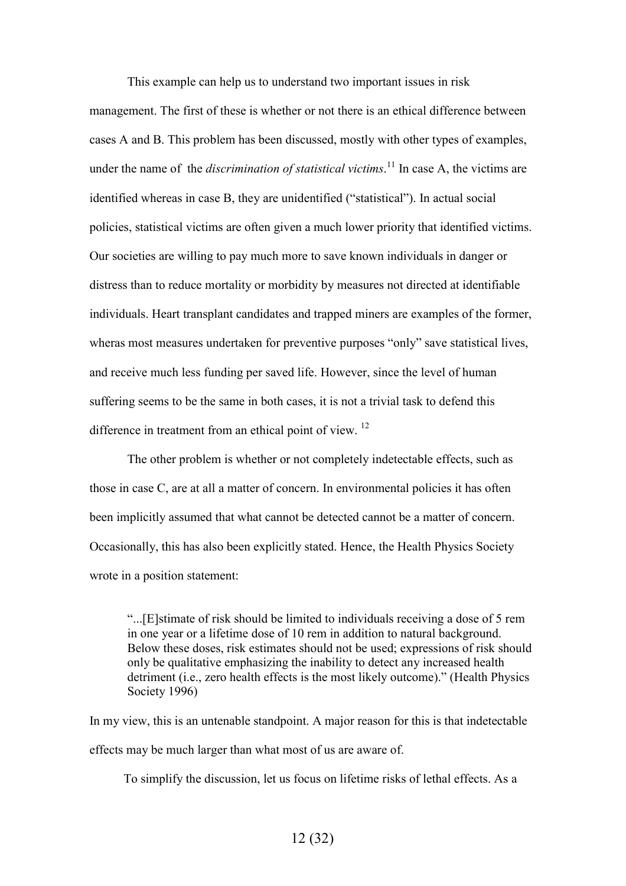This example can help us to understand two important issues in risk management. The first of these is whether or not there is an ethical difference between cases A and B. This problem has been discussed, mostly with other types of examples, under the name of the *discrimination of statistical victims*.[11] In case A, the victims are identified whereas in case B, they are unidentified ("statistical"). In actual social policies, statistical victims are often given a much lower priority that identified victims. Our societies are willing to pay much more to save known individuals in danger or distress than to reduce mortality or morbidity by measures not directed at identifiable individuals. Heart transplant candidates and trapped miners are examples of the former, wheras most measures undertaken for preventive purposes "only" save statistical lives, and receive much less funding per saved life. However, since the level of human suffering seems to be the same in both cases, it is not a trivial task to defend this difference in treatment from an ethical point of view. [12]

The other problem is whether or not completely indetectable effects, such as those in case C, are at all a matter of concern. In environmental policies it has often been implicitly assumed that what cannot be detected cannot be a matter of concern. Occasionally, this has also been explicitly stated. Hence, the Health Physics Society wrote in a position statement:

> "...[E]stimate of risk should be limited to individuals receiving a dose of 5 rem in one year or a lifetime dose of 10 rem in addition to natural background. Below these doses, risk estimates should not be used; expressions of risk should only be qualitative emphasizing the inability to detect any increased health detriment (i.e., zero health effects is the most likely outcome)." (Health Physics Society 1996)

In my view, this is an untenable standpoint. A major reason for this is that indetectable effects may be much larger than what most of us are aware of.

To simplify the discussion, let us focus on lifetime risks of lethal effects. As a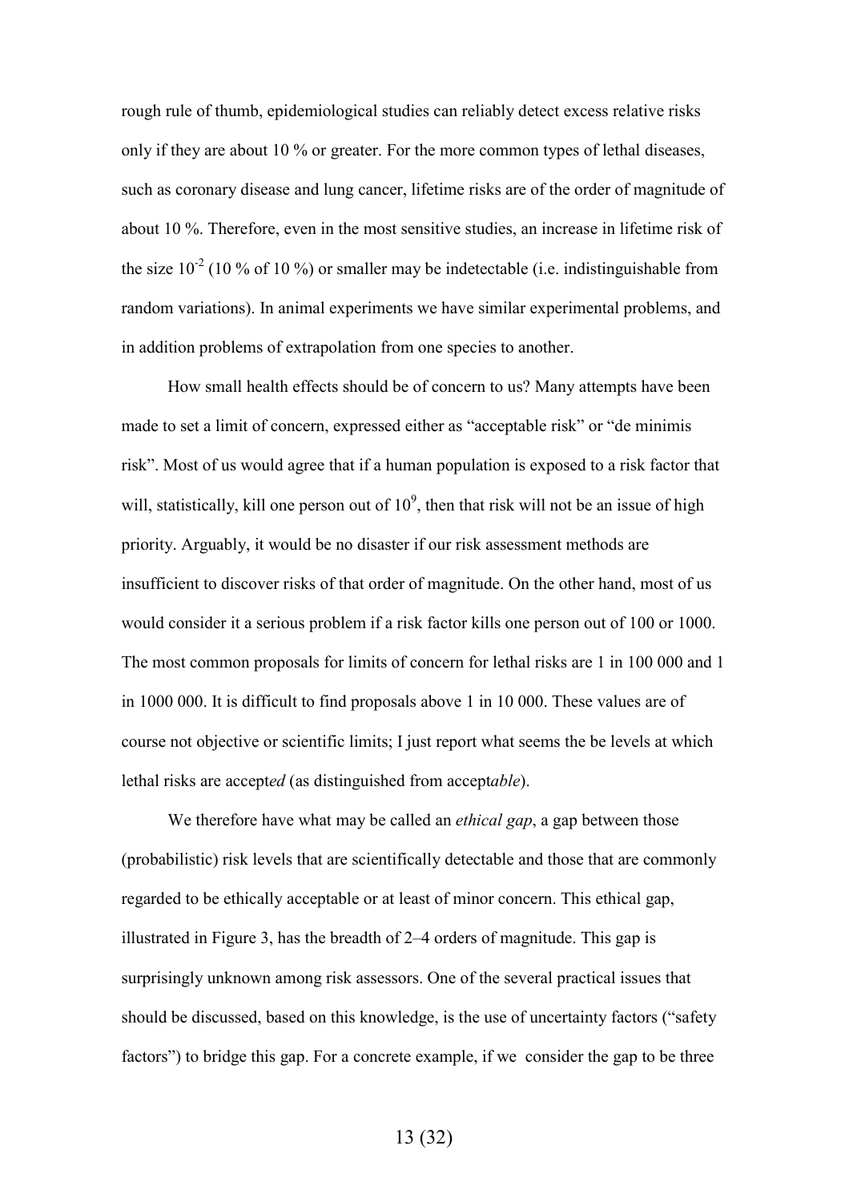rough rule of thumb, epidemiological studies can reliably detect excess relative risks only if they are about 10 % or greater. For the more common types of lethal diseases, such as coronary disease and lung cancer, lifetime risks are of the order of magnitude of about 10 %. Therefore, even in the most sensitive studies, an increase in lifetime risk of the size $10^{-2}$ (10 % of 10 %) or smaller may be indetectable (i.e. indistinguishable from random variations). In animal experiments we have similar experimental problems, and in addition problems of extrapolation from one species to another.

How small health effects should be of concern to us? Many attempts have been made to set a limit of concern, expressed either as "acceptable risk" or "de minimis risk". Most of us would agree that if a human population is exposed to a risk factor that will, statistically, kill one person out of $10^9$, then that risk will not be an issue of high priority. Arguably, it would be no disaster if our risk assessment methods are insufficient to discover risks of that order of magnitude. On the other hand, most of us would consider it a serious problem if a risk factor kills one person out of 100 or 1000. The most common proposals for limits of concern for lethal risks are 1 in 100 000 and 1 in 1000 000. It is difficult to find proposals above 1 in 10 000. These values are of course not objective or scientific limits; I just report what seems the be levels at which lethal risks are accept*ed* (as distinguished from accept*able*).

We therefore have what may be called an *ethical gap*, a gap between those (probabilistic) risk levels that are scientifically detectable and those that are commonly regarded to be ethically acceptable or at least of minor concern. This ethical gap, illustrated in Figure 3, has the breadth of 2–4 orders of magnitude. This gap is surprisingly unknown among risk assessors. One of the several practical issues that should be discussed, based on this knowledge, is the use of uncertainty factors ("safety factors") to bridge this gap. For a concrete example, if we consider the gap to be three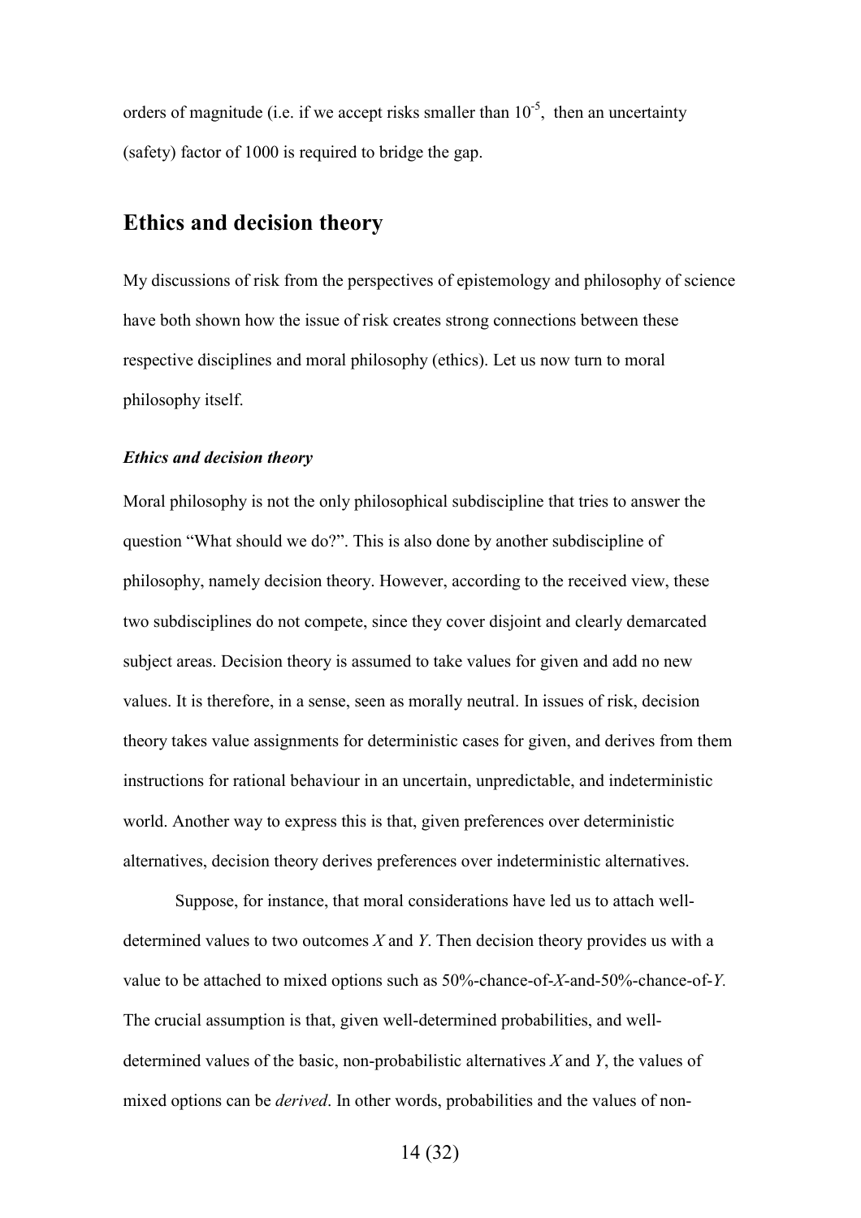orders of magnitude (i.e. if we accept risks smaller than $10^{-5}$, then an uncertainty (safety) factor of 1000 is required to bridge the gap.

## Ethics and decision theory

My discussions of risk from the perspectives of epistemology and philosophy of science have both shown how the issue of risk creates strong connections between these respective disciplines and moral philosophy (ethics). Let us now turn to moral philosophy itself.

### *Ethics and decision theory*

Moral philosophy is not the only philosophical subdiscipline that tries to answer the question "What should we do?". This is also done by another subdiscipline of philosophy, namely decision theory. However, according to the received view, these two subdisciplines do not compete, since they cover disjoint and clearly demarcated subject areas. Decision theory is assumed to take values for given and add no new values. It is therefore, in a sense, seen as morally neutral. In issues of risk, decision theory takes value assignments for deterministic cases for given, and derives from them instructions for rational behaviour in an uncertain, unpredictable, and indeterministic world. Another way to express this is that, given preferences over deterministic alternatives, decision theory derives preferences over indeterministic alternatives.

Suppose, for instance, that moral considerations have led us to attach well-determined values to two outcomes *X* and *Y*. Then decision theory provides us with a value to be attached to mixed options such as 50%-chance-of-*X*-and-50%-chance-of-*Y.* The crucial assumption is that, given well-determined probabilities, and well-determined values of the basic, non-probabilistic alternatives *X* and *Y*, the values of mixed options can be *derived*. In other words, probabilities and the values of non-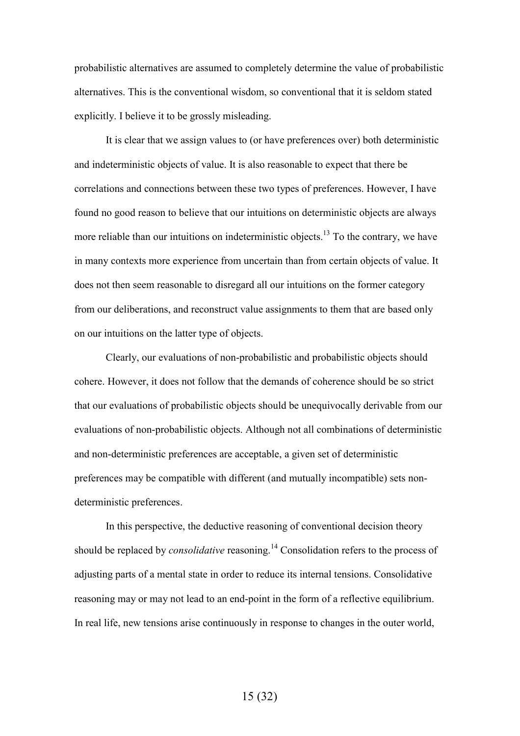probabilistic alternatives are assumed to completely determine the value of probabilistic alternatives. This is the conventional wisdom, so conventional that it is seldom stated explicitly. I believe it to be grossly misleading.

It is clear that we assign values to (or have preferences over) both deterministic and indeterministic objects of value. It is also reasonable to expect that there be correlations and connections between these two types of preferences. However, I have found no good reason to believe that our intuitions on deterministic objects are always more reliable than our intuitions on indeterministic objects.[13] To the contrary, we have in many contexts more experience from uncertain than from certain objects of value. It does not then seem reasonable to disregard all our intuitions on the former category from our deliberations, and reconstruct value assignments to them that are based only on our intuitions on the latter type of objects.

Clearly, our evaluations of non-probabilistic and probabilistic objects should cohere. However, it does not follow that the demands of coherence should be so strict that our evaluations of probabilistic objects should be unequivocally derivable from our evaluations of non-probabilistic objects. Although not all combinations of deterministic and non-deterministic preferences are acceptable, a given set of deterministic preferences may be compatible with different (and mutually incompatible) sets non-deterministic preferences.

In this perspective, the deductive reasoning of conventional decision theory should be replaced by *consolidative* reasoning.[14] Consolidation refers to the process of adjusting parts of a mental state in order to reduce its internal tensions. Consolidative reasoning may or may not lead to an end-point in the form of a reflective equilibrium. In real life, new tensions arise continuously in response to changes in the outer world,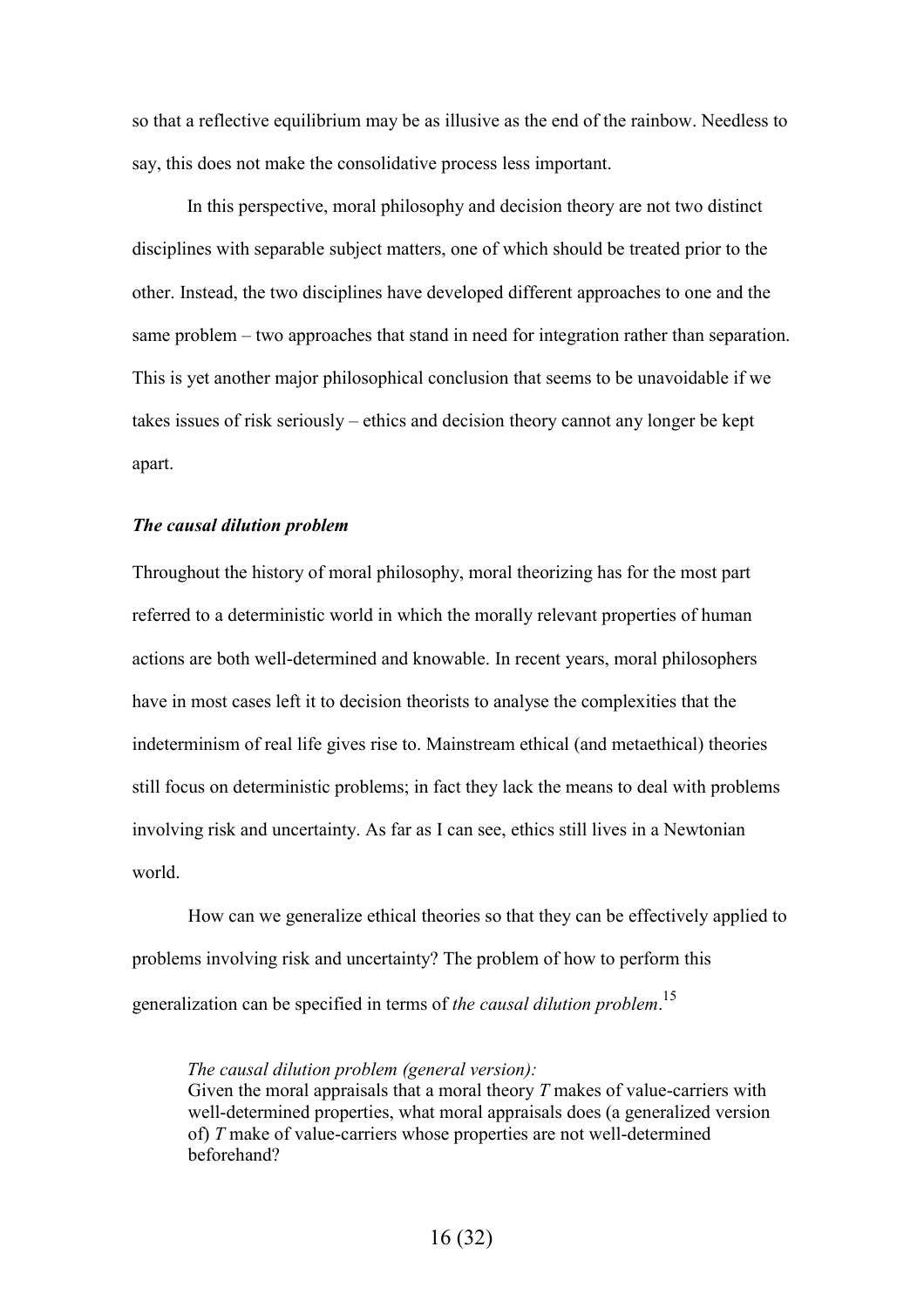so that a reflective equilibrium may be as illusive as the end of the rainbow. Needless to say, this does not make the consolidative process less important.

In this perspective, moral philosophy and decision theory are not two distinct disciplines with separable subject matters, one of which should be treated prior to the other. Instead, the two disciplines have developed different approaches to one and the same problem – two approaches that stand in need for integration rather than separation. This is yet another major philosophical conclusion that seems to be unavoidable if we takes issues of risk seriously – ethics and decision theory cannot any longer be kept apart.

### *The causal dilution problem*

Throughout the history of moral philosophy, moral theorizing has for the most part referred to a deterministic world in which the morally relevant properties of human actions are both well-determined and knowable. In recent years, moral philosophers have in most cases left it to decision theorists to analyse the complexities that the indeterminism of real life gives rise to. Mainstream ethical (and metaethical) theories still focus on deterministic problems; in fact they lack the means to deal with problems involving risk and uncertainty. As far as I can see, ethics still lives in a Newtonian world.

How can we generalize ethical theories so that they can be effectively applied to problems involving risk and uncertainty? The problem of how to perform this generalization can be specified in terms of *the causal dilution problem*.[15]

> *The causal dilution problem (general version):*
> Given the moral appraisals that a moral theory *T* makes of value-carriers with well-determined properties, what moral appraisals does (a generalized version of) *T* make of value-carriers whose properties are not well-determined beforehand?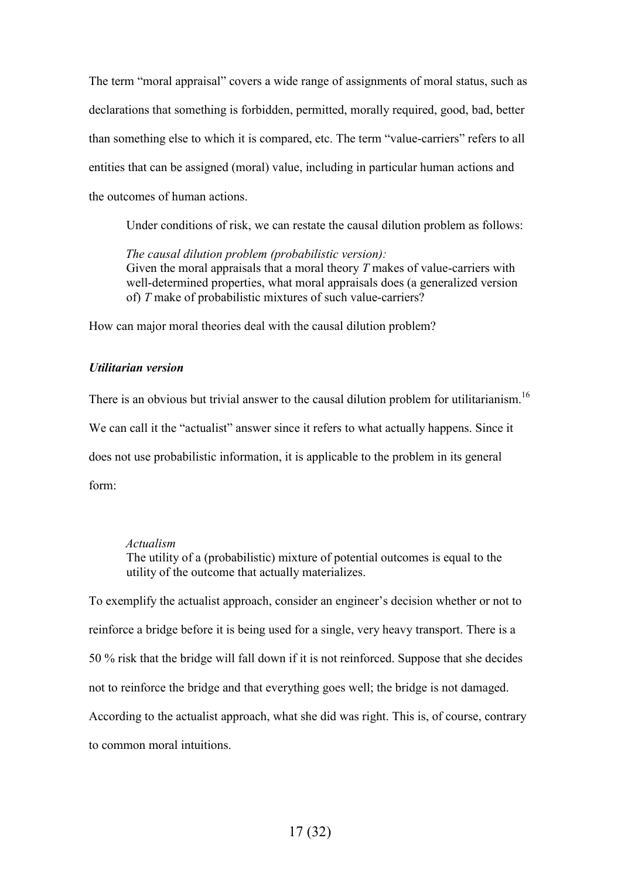The term "moral appraisal" covers a wide range of assignments of moral status, such as declarations that something is forbidden, permitted, morally required, good, bad, better than something else to which it is compared, etc. The term "value-carriers" refers to all entities that can be assigned (moral) value, including in particular human actions and the outcomes of human actions.

Under conditions of risk, we can restate the causal dilution problem as follows:

> *The causal dilution problem (probabilistic version):*
> Given the moral appraisals that a moral theory *T* makes of value-carriers with well-determined properties, what moral appraisals does (a generalized version of) *T* make of probabilistic mixtures of such value-carriers?

How can major moral theories deal with the causal dilution problem?

### *Utilitarian version*

There is an obvious but trivial answer to the causal dilution problem for utilitarianism.[16] We can call it the "actualist" answer since it refers to what actually happens. Since it does not use probabilistic information, it is applicable to the problem in its general form:

> *Actualism*
> The utility of a (probabilistic) mixture of potential outcomes is equal to the utility of the outcome that actually materializes.

To exemplify the actualist approach, consider an engineer's decision whether or not to reinforce a bridge before it is being used for a single, very heavy transport. There is a 50 % risk that the bridge will fall down if it is not reinforced. Suppose that she decides not to reinforce the bridge and that everything goes well; the bridge is not damaged. According to the actualist approach, what she did was right. This is, of course, contrary to common moral intuitions.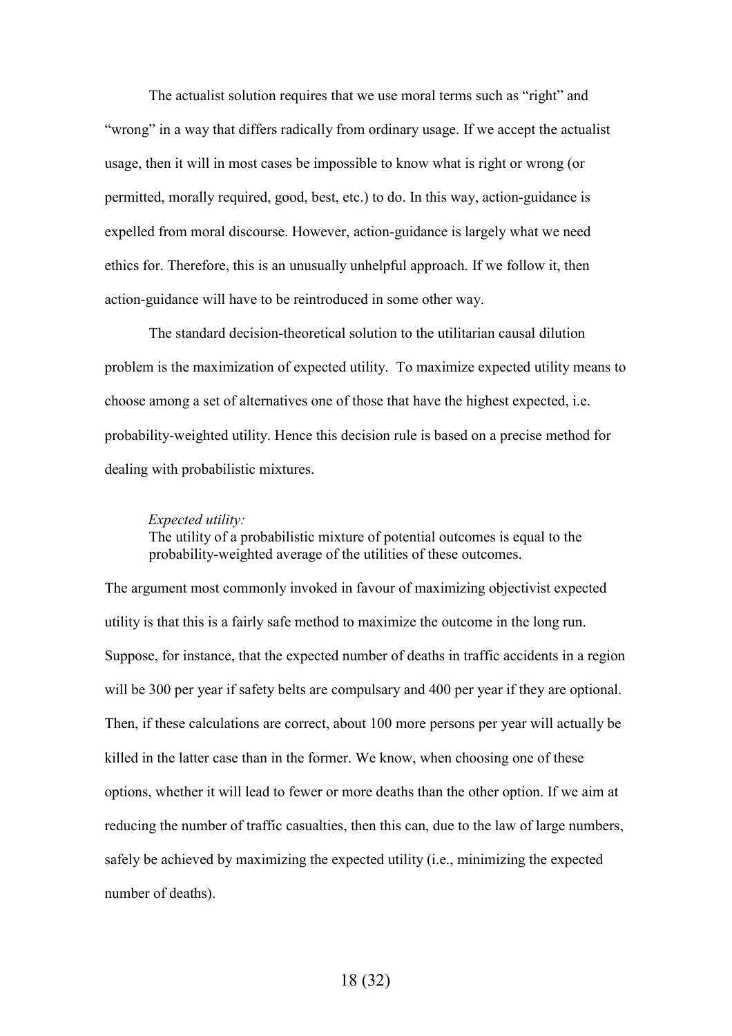The actualist solution requires that we use moral terms such as “right” and “wrong” in a way that differs radically from ordinary usage. If we accept the actualist usage, then it will in most cases be impossible to know what is right or wrong (or permitted, morally required, good, best, etc.) to do. In this way, action-guidance is expelled from moral discourse. However, action-guidance is largely what we need ethics for. Therefore, this is an unusually unhelpful approach. If we follow it, then action-guidance will have to be reintroduced in some other way.

The standard decision-theoretical solution to the utilitarian causal dilution problem is the maximization of expected utility. To maximize expected utility means to choose among a set of alternatives one of those that have the highest expected, i.e. probability-weighted utility. Hence this decision rule is based on a precise method for dealing with probabilistic mixtures.

> *Expected utility:*
> The utility of a probabilistic mixture of potential outcomes is equal to the probability-weighted average of the utilities of these outcomes.

The argument most commonly invoked in favour of maximizing objectivist expected utility is that this is a fairly safe method to maximize the outcome in the long run. Suppose, for instance, that the expected number of deaths in traffic accidents in a region will be 300 per year if safety belts are compulsary and 400 per year if they are optional. Then, if these calculations are correct, about 100 more persons per year will actually be killed in the latter case than in the former. We know, when choosing one of these options, whether it will lead to fewer or more deaths than the other option. If we aim at reducing the number of traffic casualties, then this can, due to the law of large numbers, safely be achieved by maximizing the expected utility (i.e., minimizing the expected number of deaths).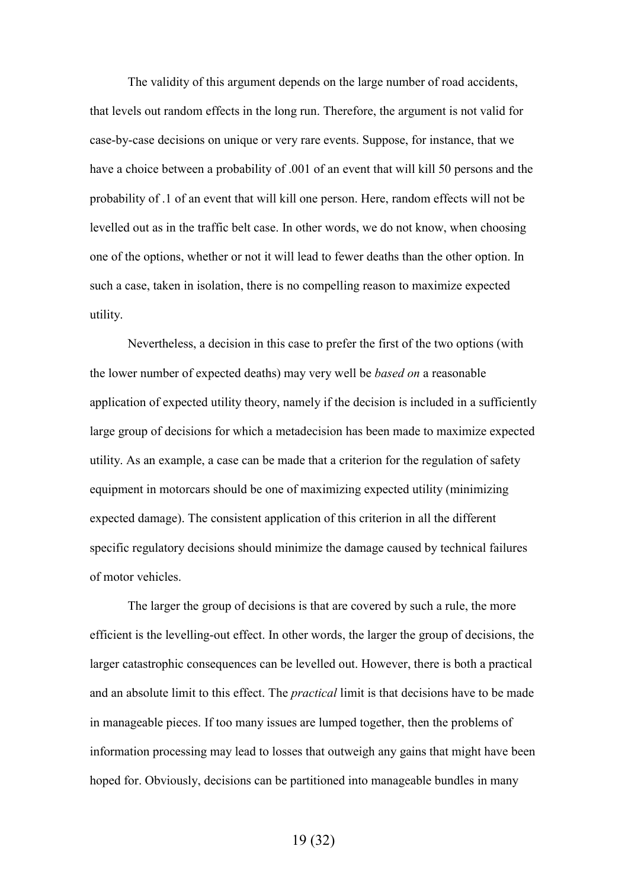The validity of this argument depends on the large number of road accidents, that levels out random effects in the long run. Therefore, the argument is not valid for case-by-case decisions on unique or very rare events. Suppose, for instance, that we have a choice between a probability of .001 of an event that will kill 50 persons and the probability of .1 of an event that will kill one person. Here, random effects will not be levelled out as in the traffic belt case. In other words, we do not know, when choosing one of the options, whether or not it will lead to fewer deaths than the other option. In such a case, taken in isolation, there is no compelling reason to maximize expected utility.

Nevertheless, a decision in this case to prefer the first of the two options (with the lower number of expected deaths) may very well be *based on* a reasonable application of expected utility theory, namely if the decision is included in a sufficiently large group of decisions for which a metadecision has been made to maximize expected utility. As an example, a case can be made that a criterion for the regulation of safety equipment in motorcars should be one of maximizing expected utility (minimizing expected damage). The consistent application of this criterion in all the different specific regulatory decisions should minimize the damage caused by technical failures of motor vehicles.

The larger the group of decisions is that are covered by such a rule, the more efficient is the levelling-out effect. In other words, the larger the group of decisions, the larger catastrophic consequences can be levelled out. However, there is both a practical and an absolute limit to this effect. The *practical* limit is that decisions have to be made in manageable pieces. If too many issues are lumped together, then the problems of information processing may lead to losses that outweigh any gains that might have been hoped for. Obviously, decisions can be partitioned into manageable bundles in many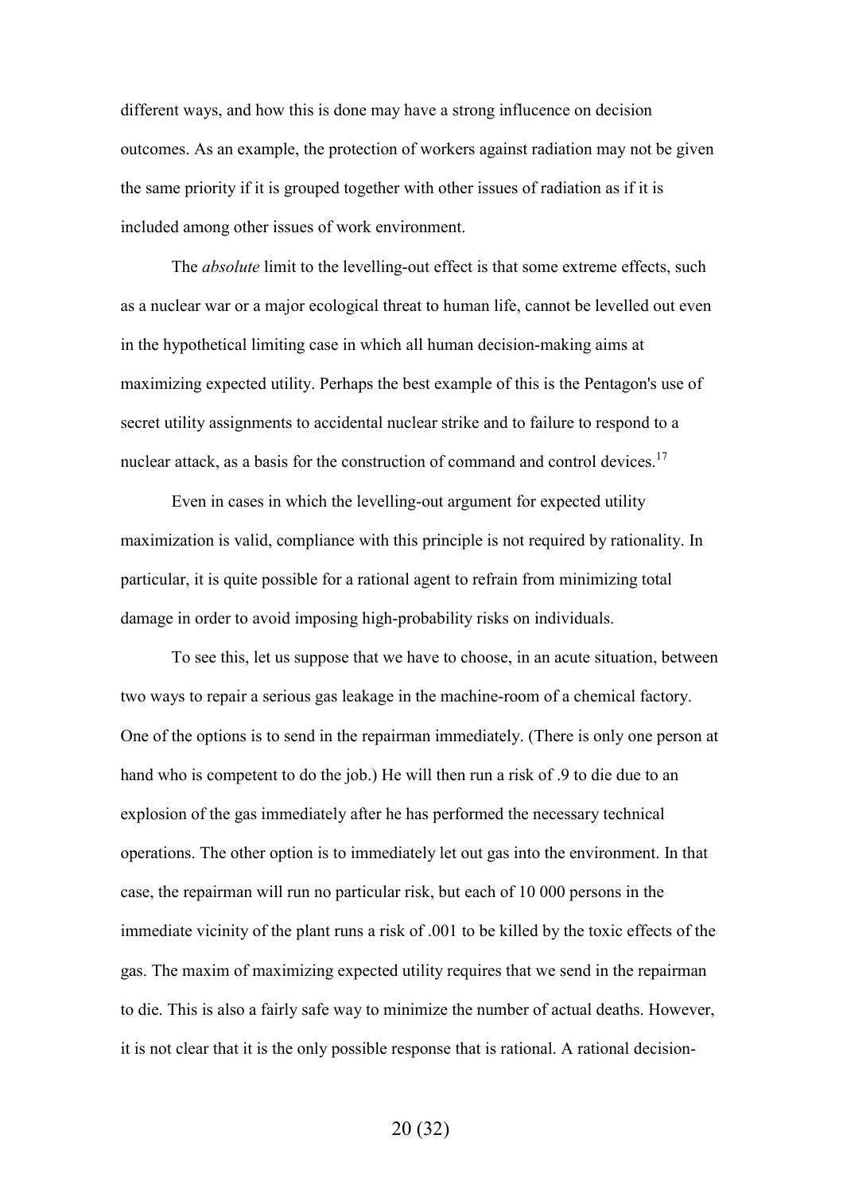different ways, and how this is done may have a strong influcence on decision outcomes. As an example, the protection of workers against radiation may not be given the same priority if it is grouped together with other issues of radiation as if it is included among other issues of work environment.

The *absolute* limit to the levelling-out effect is that some extreme effects, such as a nuclear war or a major ecological threat to human life, cannot be levelled out even in the hypothetical limiting case in which all human decision-making aims at maximizing expected utility. Perhaps the best example of this is the Pentagon's use of secret utility assignments to accidental nuclear strike and to failure to respond to a nuclear attack, as a basis for the construction of command and control devices.[17]

Even in cases in which the levelling-out argument for expected utility maximization is valid, compliance with this principle is not required by rationality. In particular, it is quite possible for a rational agent to refrain from minimizing total damage in order to avoid imposing high-probability risks on individuals.

To see this, let us suppose that we have to choose, in an acute situation, between two ways to repair a serious gas leakage in the machine-room of a chemical factory. One of the options is to send in the repairman immediately. (There is only one person at hand who is competent to do the job.) He will then run a risk of .9 to die due to an explosion of the gas immediately after he has performed the necessary technical operations. The other option is to immediately let out gas into the environment. In that case, the repairman will run no particular risk, but each of 10 000 persons in the immediate vicinity of the plant runs a risk of .001 to be killed by the toxic effects of the gas. The maxim of maximizing expected utility requires that we send in the repairman to die. This is also a fairly safe way to minimize the number of actual deaths. However, it is not clear that it is the only possible response that is rational. A rational decision-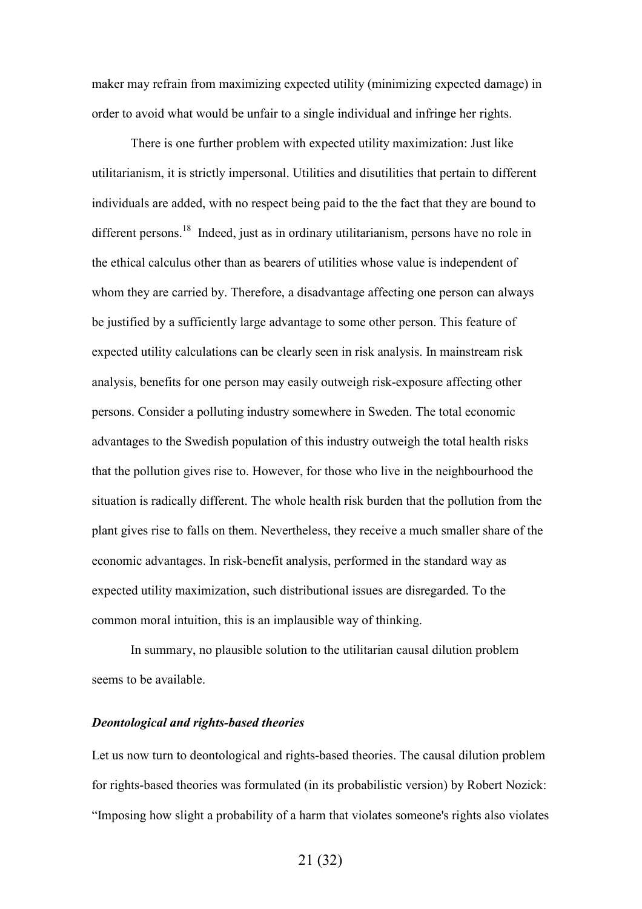maker may refrain from maximizing expected utility (minimizing expected damage) in order to avoid what would be unfair to a single individual and infringe her rights.

There is one further problem with expected utility maximization: Just like utilitarianism, it is strictly impersonal. Utilities and disutilities that pertain to different individuals are added, with no respect being paid to the the fact that they are bound to different persons.[18] Indeed, just as in ordinary utilitarianism, persons have no role in the ethical calculus other than as bearers of utilities whose value is independent of whom they are carried by. Therefore, a disadvantage affecting one person can always be justified by a sufficiently large advantage to some other person. This feature of expected utility calculations can be clearly seen in risk analysis. In mainstream risk analysis, benefits for one person may easily outweigh risk-exposure affecting other persons. Consider a polluting industry somewhere in Sweden. The total economic advantages to the Swedish population of this industry outweigh the total health risks that the pollution gives rise to. However, for those who live in the neighbourhood the situation is radically different. The whole health risk burden that the pollution from the plant gives rise to falls on them. Nevertheless, they receive a much smaller share of the economic advantages. In risk-benefit analysis, performed in the standard way as expected utility maximization, such distributional issues are disregarded. To the common moral intuition, this is an implausible way of thinking.

In summary, no plausible solution to the utilitarian causal dilution problem seems to be available.

### *Deontological and rights-based theories*

Let us now turn to deontological and rights-based theories. The causal dilution problem for rights-based theories was formulated (in its probabilistic version) by Robert Nozick: "Imposing how slight a probability of a harm that violates someone's rights also violates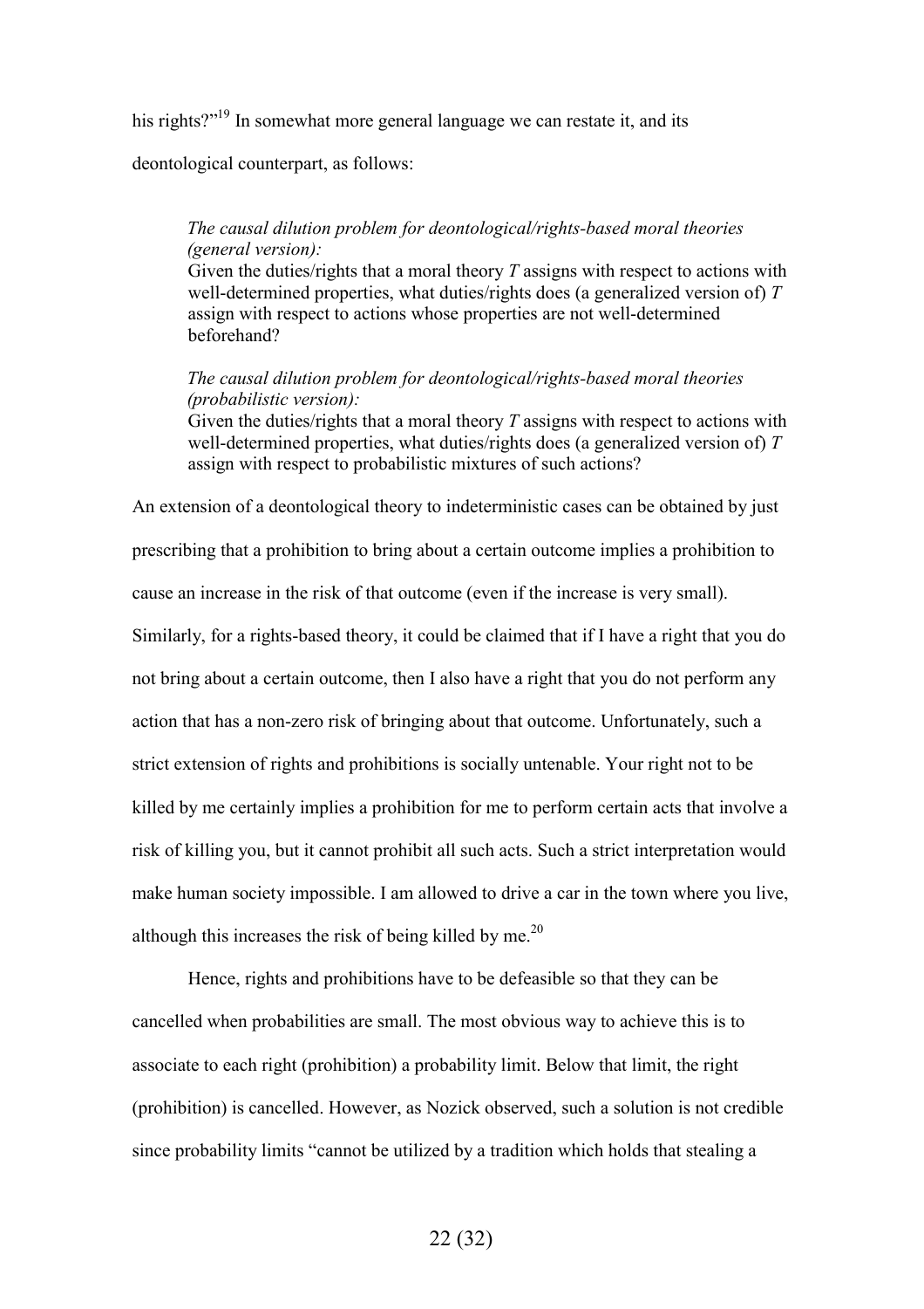his rights?"[19] In somewhat more general language we can restate it, and its deontological counterpart, as follows:

> *The causal dilution problem for deontological/rights-based moral theories (general version):*
> Given the duties/rights that a moral theory *T* assigns with respect to actions with well-determined properties, what duties/rights does (a generalized version of) *T* assign with respect to actions whose properties are not well-determined beforehand?

> *The causal dilution problem for deontological/rights-based moral theories (probabilistic version):*
> Given the duties/rights that a moral theory *T* assigns with respect to actions with well-determined properties, what duties/rights does (a generalized version of) *T* assign with respect to probabilistic mixtures of such actions?

An extension of a deontological theory to indeterministic cases can be obtained by just prescribing that a prohibition to bring about a certain outcome implies a prohibition to cause an increase in the risk of that outcome (even if the increase is very small). Similarly, for a rights-based theory, it could be claimed that if I have a right that you do not bring about a certain outcome, then I also have a right that you do not perform any action that has a non-zero risk of bringing about that outcome. Unfortunately, such a strict extension of rights and prohibitions is socially untenable. Your right not to be killed by me certainly implies a prohibition for me to perform certain acts that involve a risk of killing you, but it cannot prohibit all such acts. Such a strict interpretation would make human society impossible. I am allowed to drive a car in the town where you live, although this increases the risk of being killed by me.[20]

Hence, rights and prohibitions have to be defeasible so that they can be cancelled when probabilities are small. The most obvious way to achieve this is to associate to each right (prohibition) a probability limit. Below that limit, the right (prohibition) is cancelled. However, as Nozick observed, such a solution is not credible since probability limits "cannot be utilized by a tradition which holds that stealing a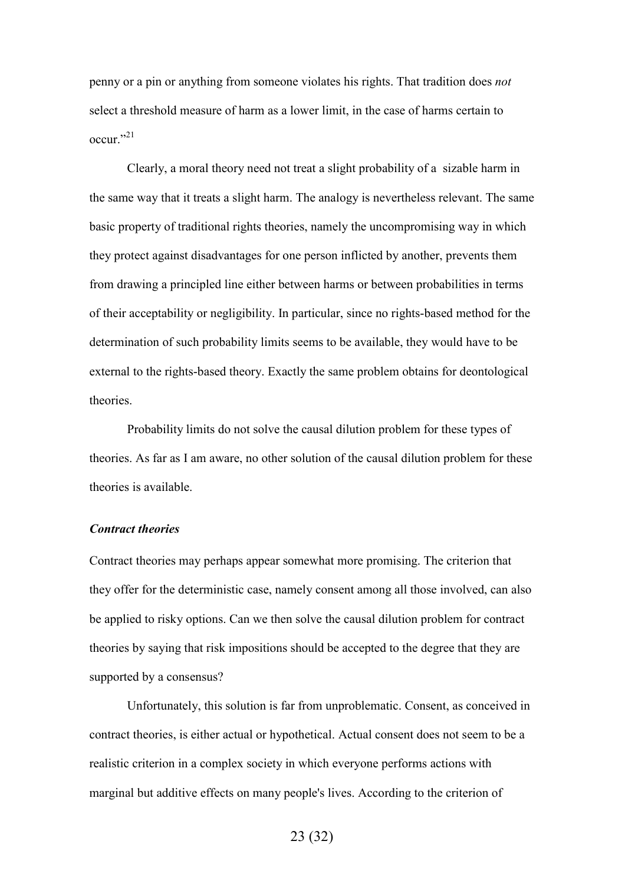penny or a pin or anything from someone violates his rights. That tradition does *not* select a threshold measure of harm as a lower limit, in the case of harms certain to occur."[21]

Clearly, a moral theory need not treat a slight probability of a sizable harm in the same way that it treats a slight harm. The analogy is nevertheless relevant. The same basic property of traditional rights theories, namely the uncompromising way in which they protect against disadvantages for one person inflicted by another, prevents them from drawing a principled line either between harms or between probabilities in terms of their acceptability or negligibility. In particular, since no rights-based method for the determination of such probability limits seems to be available, they would have to be external to the rights-based theory. Exactly the same problem obtains for deontological theories.

Probability limits do not solve the causal dilution problem for these types of theories. As far as I am aware, no other solution of the causal dilution problem for these theories is available.

### *Contract theories*

Contract theories may perhaps appear somewhat more promising. The criterion that they offer for the deterministic case, namely consent among all those involved, can also be applied to risky options. Can we then solve the causal dilution problem for contract theories by saying that risk impositions should be accepted to the degree that they are supported by a consensus?

Unfortunately, this solution is far from unproblematic. Consent, as conceived in contract theories, is either actual or hypothetical. Actual consent does not seem to be a realistic criterion in a complex society in which everyone performs actions with marginal but additive effects on many people's lives. According to the criterion of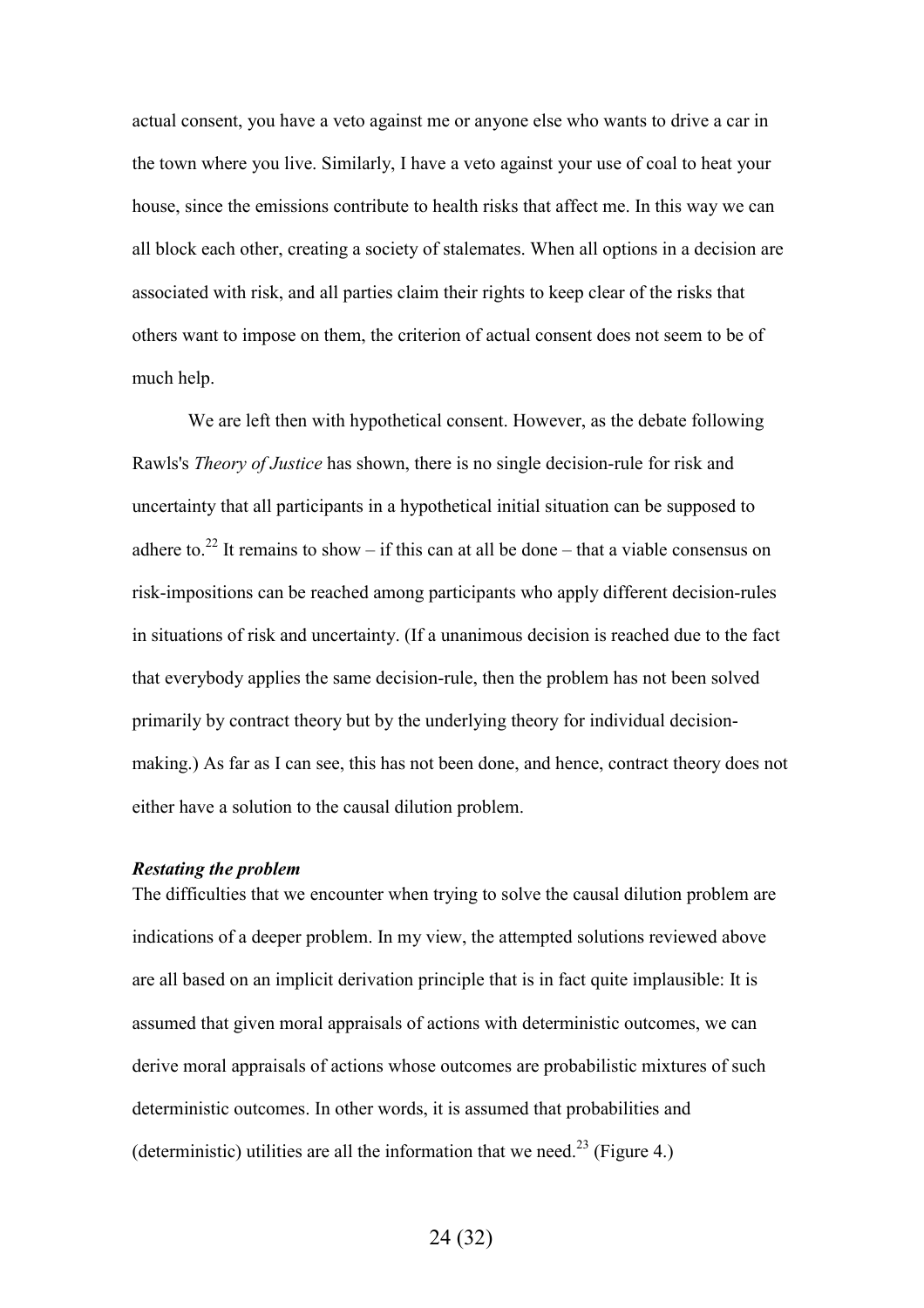actual consent, you have a veto against me or anyone else who wants to drive a car in the town where you live. Similarly, I have a veto against your use of coal to heat your house, since the emissions contribute to health risks that affect me. In this way we can all block each other, creating a society of stalemates. When all options in a decision are associated with risk, and all parties claim their rights to keep clear of the risks that others want to impose on them, the criterion of actual consent does not seem to be of much help.

We are left then with hypothetical consent. However, as the debate following Rawls's *Theory of Justice* has shown, there is no single decision-rule for risk and uncertainty that all participants in a hypothetical initial situation can be supposed to adhere to.[22] It remains to show – if this can at all be done – that a viable consensus on risk-impositions can be reached among participants who apply different decision-rules in situations of risk and uncertainty. (If a unanimous decision is reached due to the fact that everybody applies the same decision-rule, then the problem has not been solved primarily by contract theory but by the underlying theory for individual decision-making.) As far as I can see, this has not been done, and hence, contract theory does not either have a solution to the causal dilution problem.

### *Restating the problem*

The difficulties that we encounter when trying to solve the causal dilution problem are indications of a deeper problem. In my view, the attempted solutions reviewed above are all based on an implicit derivation principle that is in fact quite implausible: It is assumed that given moral appraisals of actions with deterministic outcomes, we can derive moral appraisals of actions whose outcomes are probabilistic mixtures of such deterministic outcomes. In other words, it is assumed that probabilities and (deterministic) utilities are all the information that we need.[23] (Figure 4.)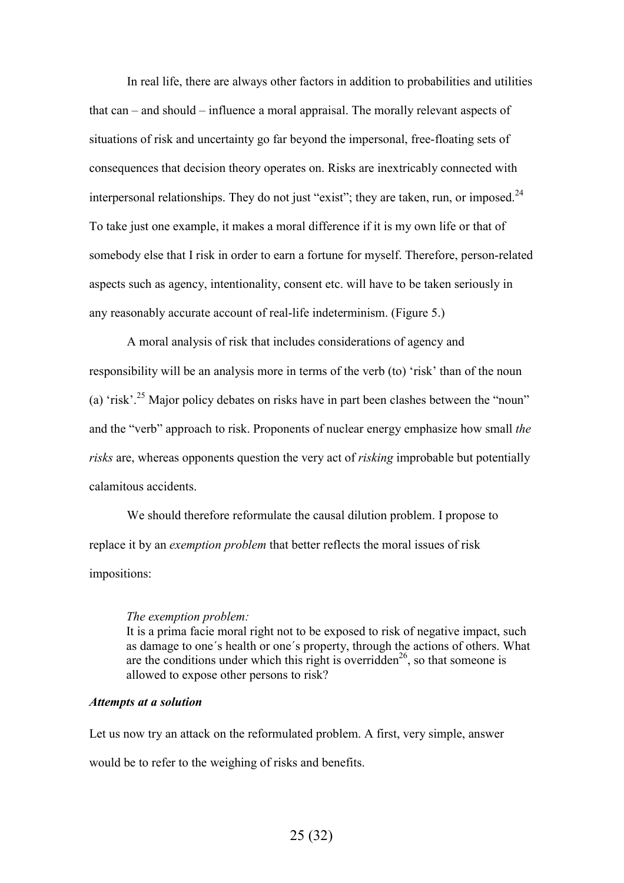In real life, there are always other factors in addition to probabilities and utilities that can – and should – influence a moral appraisal. The morally relevant aspects of situations of risk and uncertainty go far beyond the impersonal, free-floating sets of consequences that decision theory operates on. Risks are inextricably connected with interpersonal relationships. They do not just "exist"; they are taken, run, or imposed.[24] To take just one example, it makes a moral difference if it is my own life or that of somebody else that I risk in order to earn a fortune for myself. Therefore, person-related aspects such as agency, intentionality, consent etc. will have to be taken seriously in any reasonably accurate account of real-life indeterminism. (Figure 5.)

A moral analysis of risk that includes considerations of agency and responsibility will be an analysis more in terms of the verb (to) 'risk' than of the noun (a) 'risk'.[25] Major policy debates on risks have in part been clashes between the "noun" and the "verb" approach to risk. Proponents of nuclear energy emphasize how small *the risks* are, whereas opponents question the very act of *risking* improbable but potentially calamitous accidents.

We should therefore reformulate the causal dilution problem. I propose to replace it by an *exemption problem* that better reflects the moral issues of risk impositions:

> *The exemption problem:*
> It is a prima facie moral right not to be exposed to risk of negative impact, such as damage to one´s health or one´s property, through the actions of others. What are the conditions under which this right is overridden[26], so that someone is allowed to expose other persons to risk?

### *Attempts at a solution*

Let us now try an attack on the reformulated problem. A first, very simple, answer would be to refer to the weighing of risks and benefits.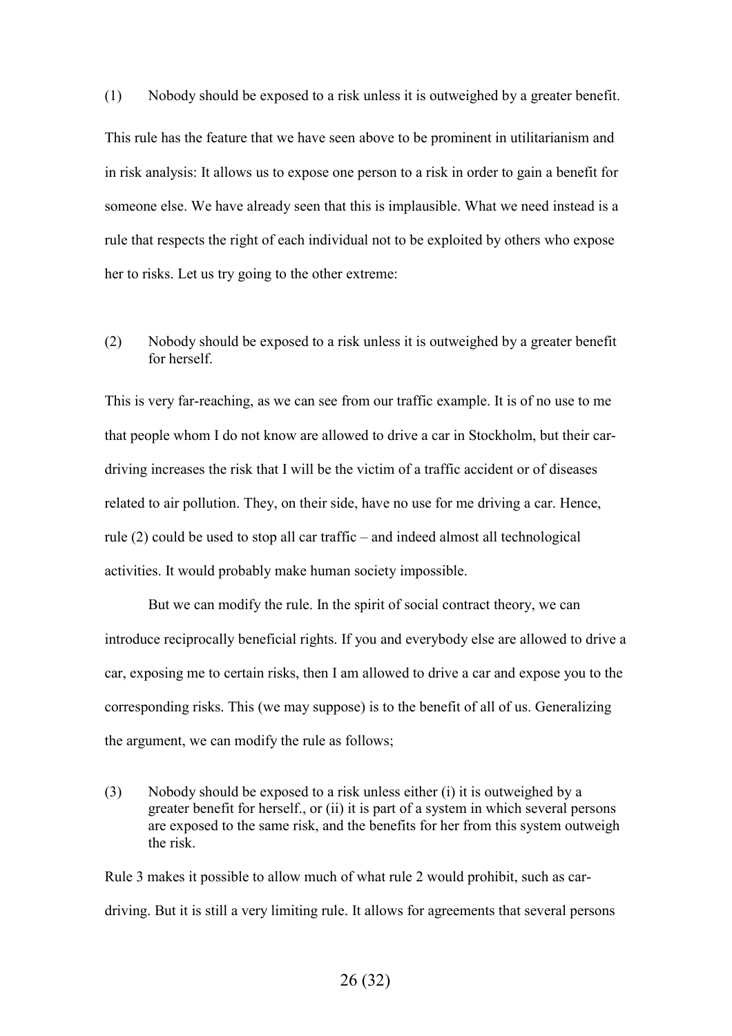(1) Nobody should be exposed to a risk unless it is outweighed by a greater benefit.

This rule has the feature that we have seen above to be prominent in utilitarianism and in risk analysis: It allows us to expose one person to a risk in order to gain a benefit for someone else. We have already seen that this is implausible. What we need instead is a rule that respects the right of each individual not to be exploited by others who expose her to risks. Let us try going to the other extreme:

(2) Nobody should be exposed to a risk unless it is outweighed by a greater benefit for herself.

This is very far-reaching, as we can see from our traffic example. It is of no use to me that people whom I do not know are allowed to drive a car in Stockholm, but their car-driving increases the risk that I will be the victim of a traffic accident or of diseases related to air pollution. They, on their side, have no use for me driving a car. Hence, rule (2) could be used to stop all car traffic – and indeed almost all technological activities. It would probably make human society impossible.

But we can modify the rule. In the spirit of social contract theory, we can introduce reciprocally beneficial rights. If you and everybody else are allowed to drive a car, exposing me to certain risks, then I am allowed to drive a car and expose you to the corresponding risks. This (we may suppose) is to the benefit of all of us. Generalizing the argument, we can modify the rule as follows;

(3) Nobody should be exposed to a risk unless either (i) it is outweighed by a greater benefit for herself., or (ii) it is part of a system in which several persons are exposed to the same risk, and the benefits for her from this system outweigh the risk.

Rule 3 makes it possible to allow much of what rule 2 would prohibit, such as car-driving. But it is still a very limiting rule. It allows for agreements that several persons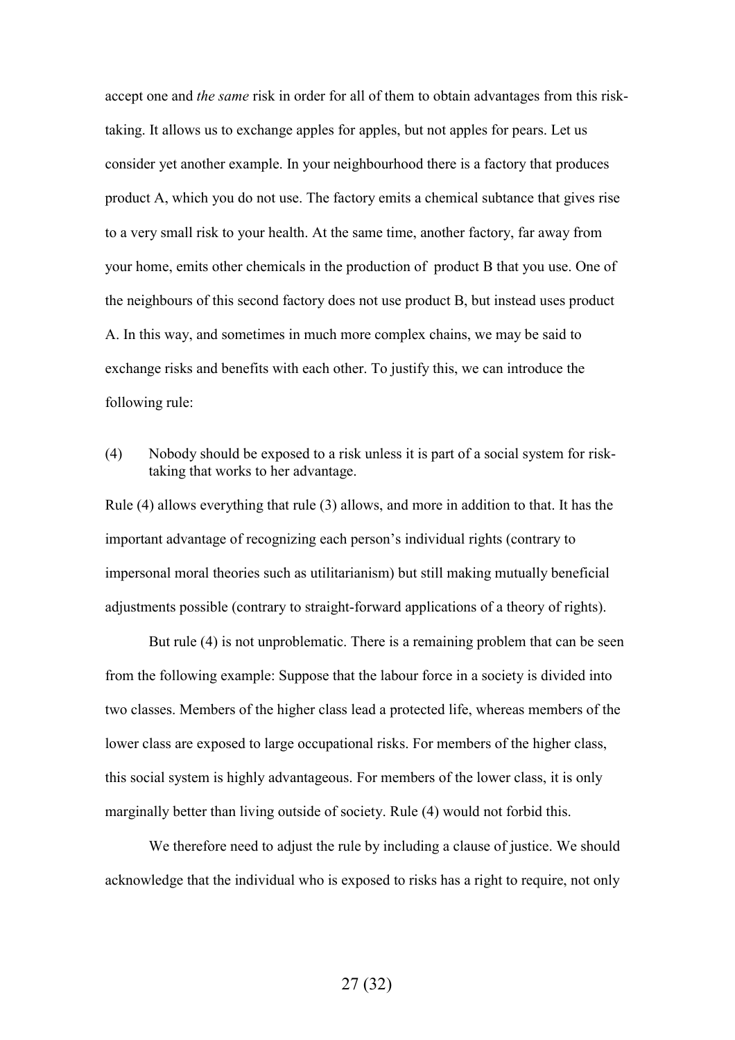accept one and *the same* risk in order for all of them to obtain advantages from this risk-taking. It allows us to exchange apples for apples, but not apples for pears. Let us consider yet another example. In your neighbourhood there is a factory that produces product A, which you do not use. The factory emits a chemical subtance that gives rise to a very small risk to your health. At the same time, another factory, far away from your home, emits other chemicals in the production of product B that you use. One of the neighbours of this second factory does not use product B, but instead uses product A. In this way, and sometimes in much more complex chains, we may be said to exchange risks and benefits with each other. To justify this, we can introduce the following rule:

(4) Nobody should be exposed to a risk unless it is part of a social system for risk-taking that works to her advantage.

Rule (4) allows everything that rule (3) allows, and more in addition to that. It has the important advantage of recognizing each person's individual rights (contrary to impersonal moral theories such as utilitarianism) but still making mutually beneficial adjustments possible (contrary to straight-forward applications of a theory of rights).

But rule (4) is not unproblematic. There is a remaining problem that can be seen from the following example: Suppose that the labour force in a society is divided into two classes. Members of the higher class lead a protected life, whereas members of the lower class are exposed to large occupational risks. For members of the higher class, this social system is highly advantageous. For members of the lower class, it is only marginally better than living outside of society. Rule (4) would not forbid this.

We therefore need to adjust the rule by including a clause of justice. We should acknowledge that the individual who is exposed to risks has a right to require, not only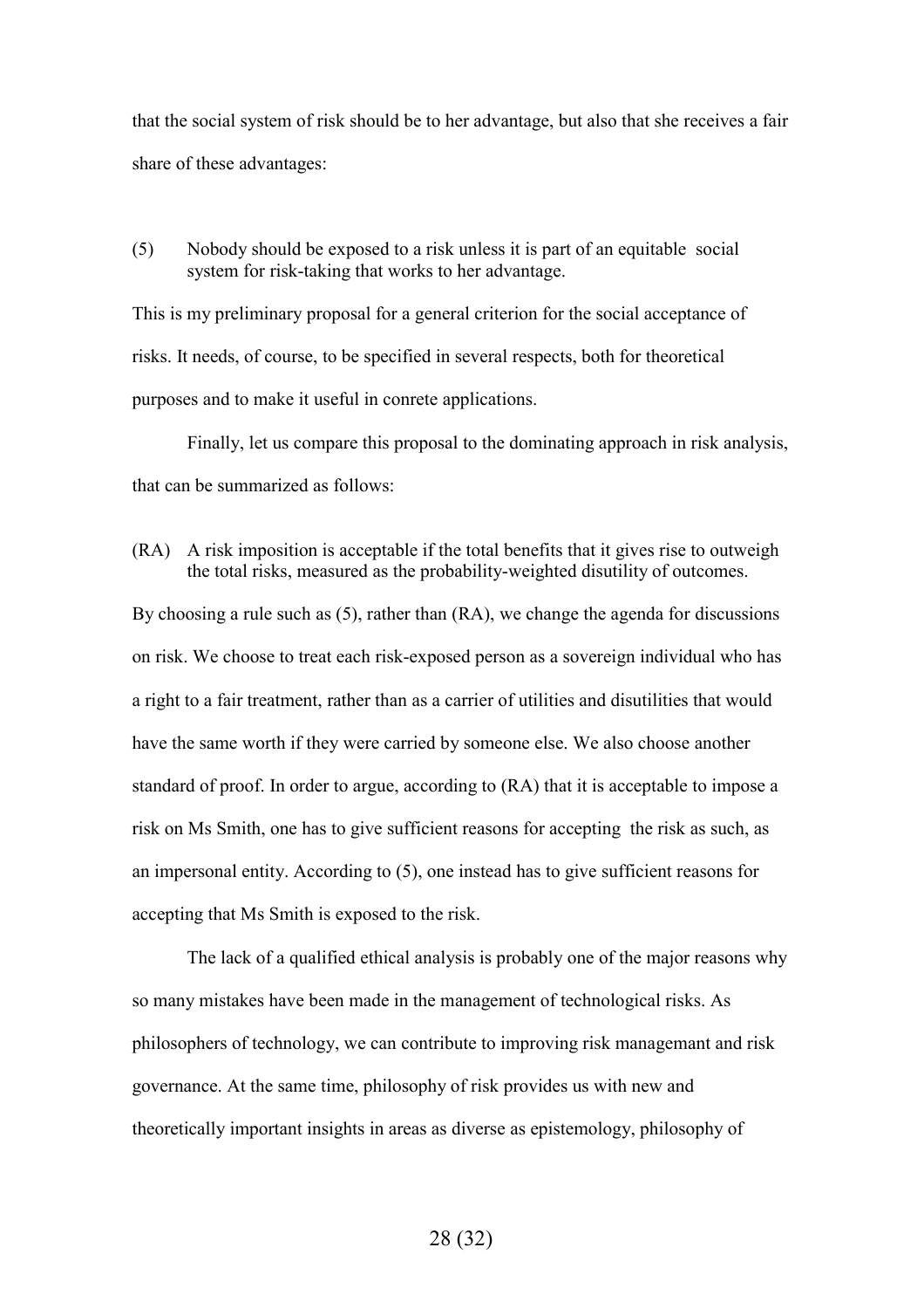that the social system of risk should be to her advantage, but also that she receives a fair share of these advantages:

(5) Nobody should be exposed to a risk unless it is part of an equitable social system for risk-taking that works to her advantage.

This is my preliminary proposal for a general criterion for the social acceptance of risks. It needs, of course, to be specified in several respects, both for theoretical purposes and to make it useful in conrete applications.

Finally, let us compare this proposal to the dominating approach in risk analysis, that can be summarized as follows:

(RA) A risk imposition is acceptable if the total benefits that it gives rise to outweigh the total risks, measured as the probability-weighted disutility of outcomes.

By choosing a rule such as (5), rather than (RA), we change the agenda for discussions on risk. We choose to treat each risk-exposed person as a sovereign individual who has a right to a fair treatment, rather than as a carrier of utilities and disutilities that would have the same worth if they were carried by someone else. We also choose another standard of proof. In order to argue, according to (RA) that it is acceptable to impose a risk on Ms Smith, one has to give sufficient reasons for accepting the risk as such, as an impersonal entity. According to (5), one instead has to give sufficient reasons for accepting that Ms Smith is exposed to the risk.

The lack of a qualified ethical analysis is probably one of the major reasons why so many mistakes have been made in the management of technological risks. As philosophers of technology, we can contribute to improving risk managemant and risk governance. At the same time, philosophy of risk provides us with new and theoretically important insights in areas as diverse as epistemology, philosophy of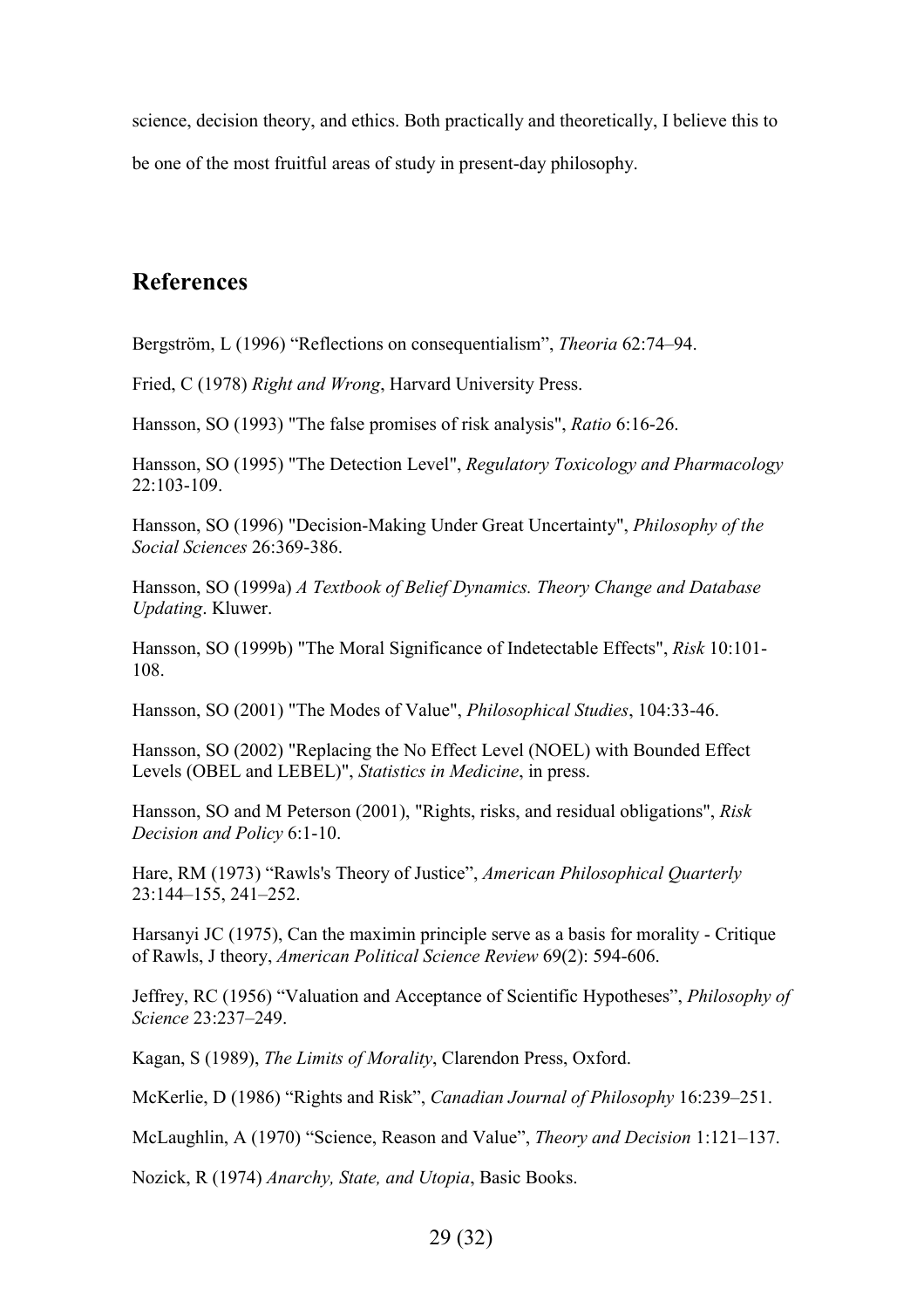science, decision theory, and ethics. Both practically and theoretically, I believe this to be one of the most fruitful areas of study in present-day philosophy.

## References

Bergström, L (1996) "Reflections on consequentialism", *Theoria* 62:74–94.

Fried, C (1978) *Right and Wrong*, Harvard University Press.

Hansson, SO (1993) "The false promises of risk analysis", *Ratio* 6:16-26.

Hansson, SO (1995) "The Detection Level", *Regulatory Toxicology and Pharmacology* 22:103-109.

Hansson, SO (1996) "Decision-Making Under Great Uncertainty", *Philosophy of the Social Sciences* 26:369-386.

Hansson, SO (1999a) *A Textbook of Belief Dynamics. Theory Change and Database Updating*. Kluwer.

Hansson, SO (1999b) "The Moral Significance of Indetectable Effects", *Risk* 10:101-108.

Hansson, SO (2001) "The Modes of Value", *Philosophical Studies*, 104:33-46.

Hansson, SO (2002) "Replacing the No Effect Level (NOEL) with Bounded Effect Levels (OBEL and LEBEL)", *Statistics in Medicine*, in press.

Hansson, SO and M Peterson (2001), "Rights, risks, and residual obligations", *Risk Decision and Policy* 6:1-10.

Hare, RM (1973) "Rawls's Theory of Justice", *American Philosophical Quarterly* 23:144–155, 241–252.

Harsanyi JC (1975), Can the maximin principle serve as a basis for morality - Critique of Rawls, J theory, *American Political Science Review* 69(2): 594-606.

Jeffrey, RC (1956) "Valuation and Acceptance of Scientific Hypotheses", *Philosophy of Science* 23:237–249.

Kagan, S (1989), *The Limits of Morality*, Clarendon Press, Oxford.

McKerlie, D (1986) "Rights and Risk", *Canadian Journal of Philosophy* 16:239–251.

McLaughlin, A (1970) "Science, Reason and Value", *Theory and Decision* 1:121–137.

Nozick, R (1974) *Anarchy, State, and Utopia*, Basic Books.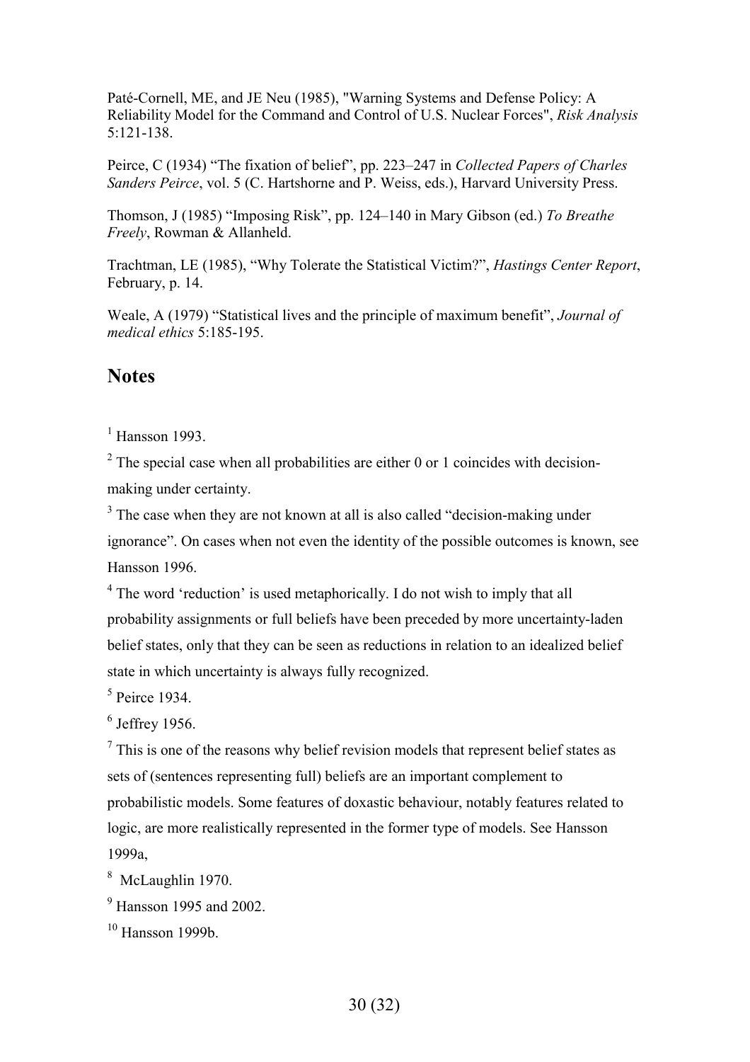Paté-Cornell, ME, and JE Neu (1985), "Warning Systems and Defense Policy: A Reliability Model for the Command and Control of U.S. Nuclear Forces", *Risk Analysis* 5:121-138.

Peirce, C (1934) “The fixation of belief”, pp. 223–247 in *Collected Papers of Charles Sanders Peirce*, vol. 5 (C. Hartshorne and P. Weiss, eds.), Harvard University Press.

Thomson, J (1985) “Imposing Risk”, pp. 124–140 in Mary Gibson (ed.) *To Breathe Freely*, Rowman & Allanheld.

Trachtman, LE (1985), “Why Tolerate the Statistical Victim?”, *Hastings Center Report*, February, p. 14.

Weale, A (1979) “Statistical lives and the principle of maximum benefit”, *Journal of medical ethics* 5:185-195.

## Notes

[1] Hansson 1993.

[2] The special case when all probabilities are either 0 or 1 coincides with decision-making under certainty.

[3] The case when they are not known at all is also called “decision-making under ignorance”. On cases when not even the identity of the possible outcomes is known, see Hansson 1996.

[4] The word ‘reduction’ is used metaphorically. I do not wish to imply that all probability assignments or full beliefs have been preceded by more uncertainty-laden belief states, only that they can be seen as reductions in relation to an idealized belief state in which uncertainty is always fully recognized.

[5] Peirce 1934.

[6] Jeffrey 1956.

[7] This is one of the reasons why belief revision models that represent belief states as sets of (sentences representing full) beliefs are an important complement to probabilistic models. Some features of doxastic behaviour, notably features related to logic, are more realistically represented in the former type of models. See Hansson 1999a,

[8] McLaughlin 1970.

[9] Hansson 1995 and 2002.

[10] Hansson 1999b.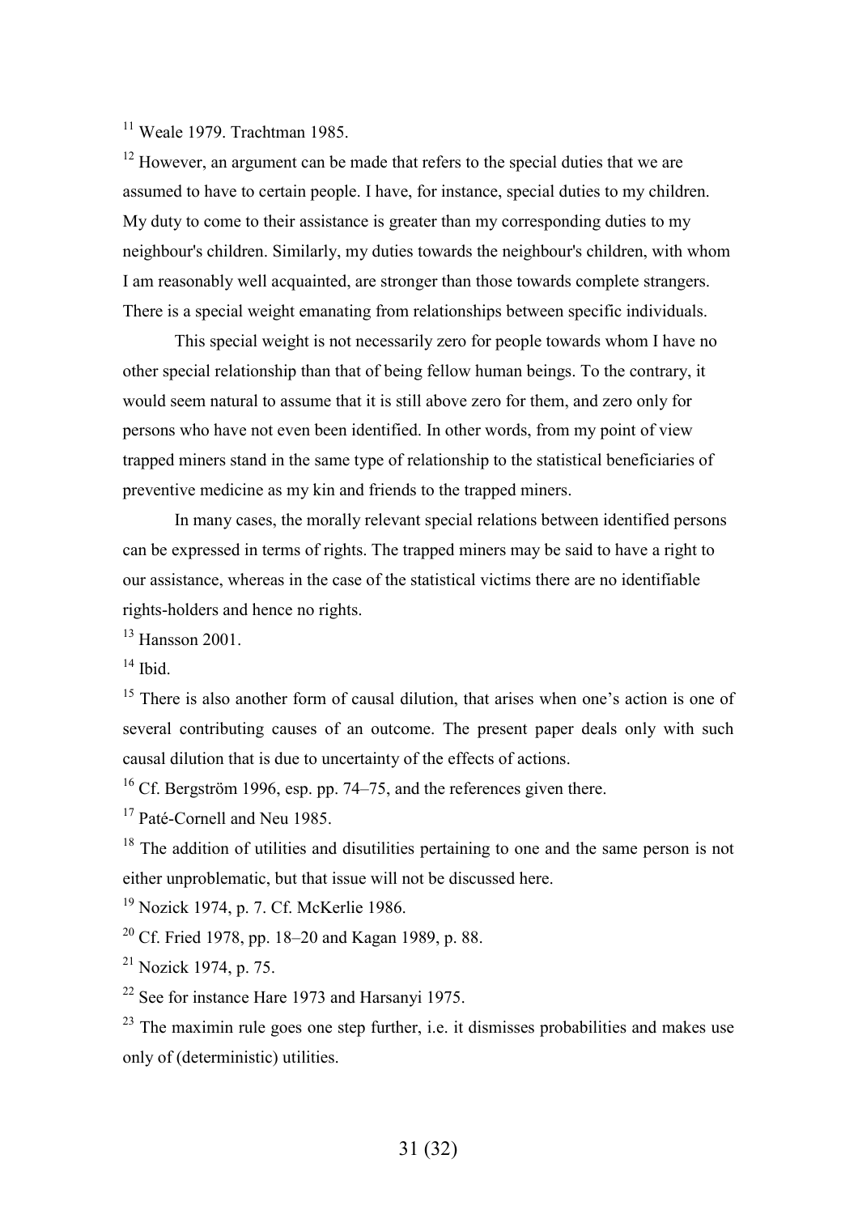[11] Weale 1979. Trachtman 1985.

[12] However, an argument can be made that refers to the special duties that we are assumed to have to certain people. I have, for instance, special duties to my children. My duty to come to their assistance is greater than my corresponding duties to my neighbour's children. Similarly, my duties towards the neighbour's children, with whom I am reasonably well acquainted, are stronger than those towards complete strangers. There is a special weight emanating from relationships between specific individuals.

This special weight is not necessarily zero for people towards whom I have no other special relationship than that of being fellow human beings. To the contrary, it would seem natural to assume that it is still above zero for them, and zero only for persons who have not even been identified. In other words, from my point of view trapped miners stand in the same type of relationship to the statistical beneficiaries of preventive medicine as my kin and friends to the trapped miners.

In many cases, the morally relevant special relations between identified persons can be expressed in terms of rights. The trapped miners may be said to have a right to our assistance, whereas in the case of the statistical victims there are no identifiable rights-holders and hence no rights.

[13] Hansson 2001.

[14] Ibid.

[15] There is also another form of causal dilution, that arises when one's action is one of several contributing causes of an outcome. The present paper deals only with such causal dilution that is due to uncertainty of the effects of actions.

[16] Cf. Bergström 1996, esp. pp. 74–75, and the references given there.

[17] Paté-Cornell and Neu 1985.

[18] The addition of utilities and disutilities pertaining to one and the same person is not either unproblematic, but that issue will not be discussed here.

[19] Nozick 1974, p. 7. Cf. McKerlie 1986.

[20] Cf. Fried 1978, pp. 18–20 and Kagan 1989, p. 88.

[21] Nozick 1974, p. 75.

[22] See for instance Hare 1973 and Harsanyi 1975.

[23] The maximin rule goes one step further, i.e. it dismisses probabilities and makes use only of (deterministic) utilities.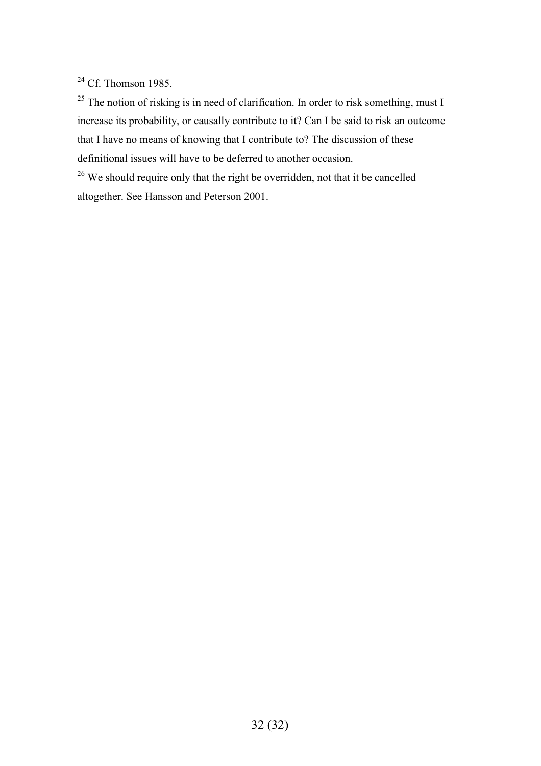[24] Cf. Thomson 1985.

[25] The notion of risking is in need of clarification. In order to risk something, must I increase its probability, or causally contribute to it? Can I be said to risk an outcome that I have no means of knowing that I contribute to? The discussion of these definitional issues will have to be deferred to another occasion.

[26] We should require only that the right be overridden, not that it be cancelled altogether. See Hansson and Peterson 2001.